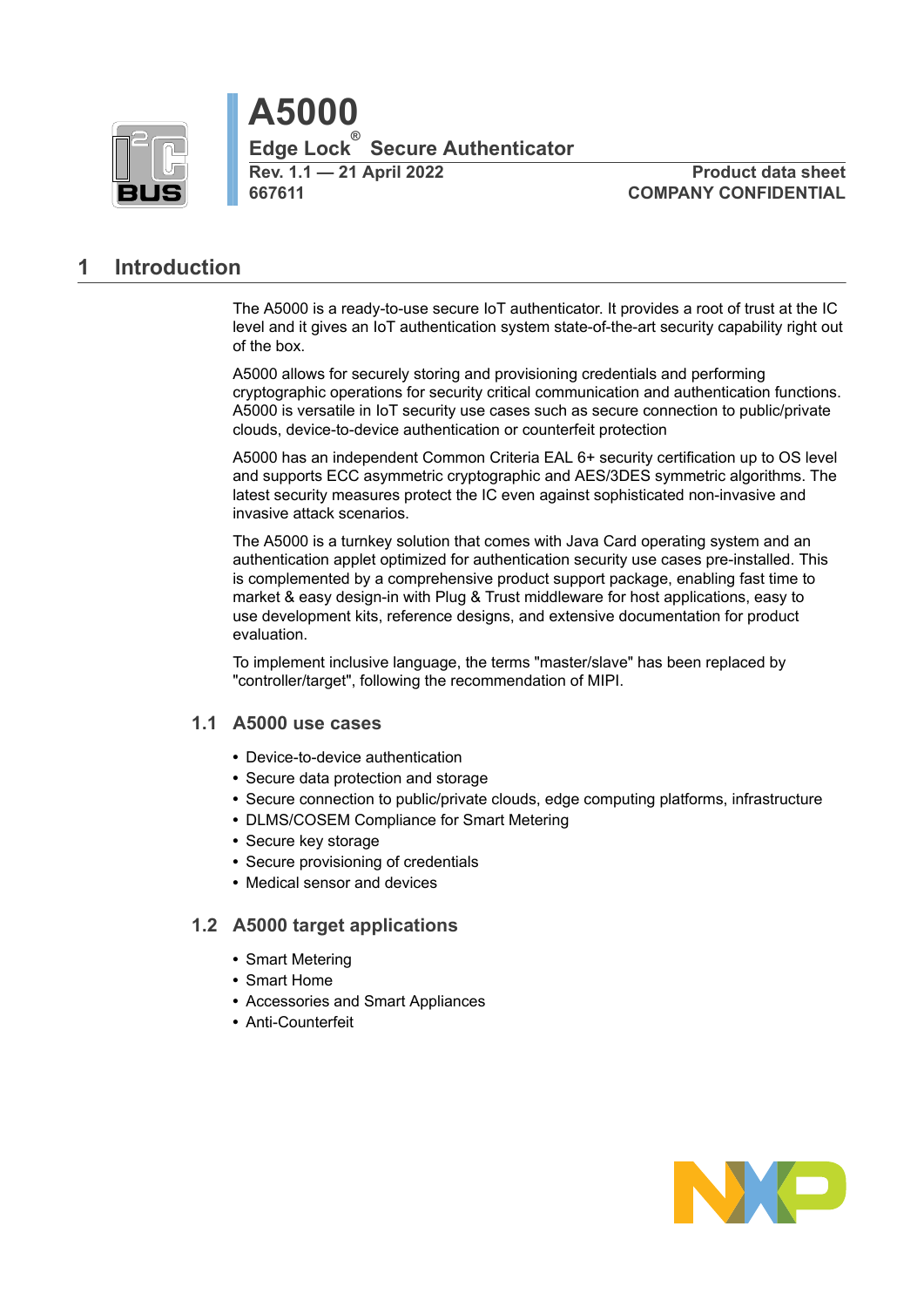# A5000

## Edge Lock® Secure Authenticator

**Rev. 1.1 — 21 April 2022**
**667611**

**Product data sheet**
**COMPANY CONFIDENTIAL**

## 1 Introduction

The A5000 is a ready-to-use secure IoT authenticator. It provides a root of trust at the IC level and it gives an IoT authentication system state-of-the-art security capability right out of the box.

A5000 allows for securely storing and provisioning credentials and performing cryptographic operations for security critical communication and authentication functions. A5000 is versatile in IoT security use cases such as secure connection to public/private clouds, device-to-device authentication or counterfeit protection

A5000 has an independent Common Criteria EAL 6+ security certification up to OS level and supports ECC asymmetric cryptographic and AES/3DES symmetric algorithms. The latest security measures protect the IC even against sophisticated non-invasive and invasive attack scenarios.

The A5000 is a turnkey solution that comes with Java Card operating system and an authentication applet optimized for authentication security use cases pre-installed. This is complemented by a comprehensive product support package, enabling fast time to market & easy design-in with Plug & Trust middleware for host applications, easy to use development kits, reference designs, and extensive documentation for product evaluation.

To implement inclusive language, the terms "master/slave" has been replaced by "controller/target", following the recommendation of MIPI.

### 1.1 A5000 use cases

- Device-to-device authentication
- Secure data protection and storage
- Secure connection to public/private clouds, edge computing platforms, infrastructure
- DLMS/COSEM Compliance for Smart Metering
- Secure key storage
- Secure provisioning of credentials
- Medical sensor and devices

### 1.2 A5000 target applications

- Smart Metering
- Smart Home
- Accessories and Smart Appliances
- Anti-Counterfeit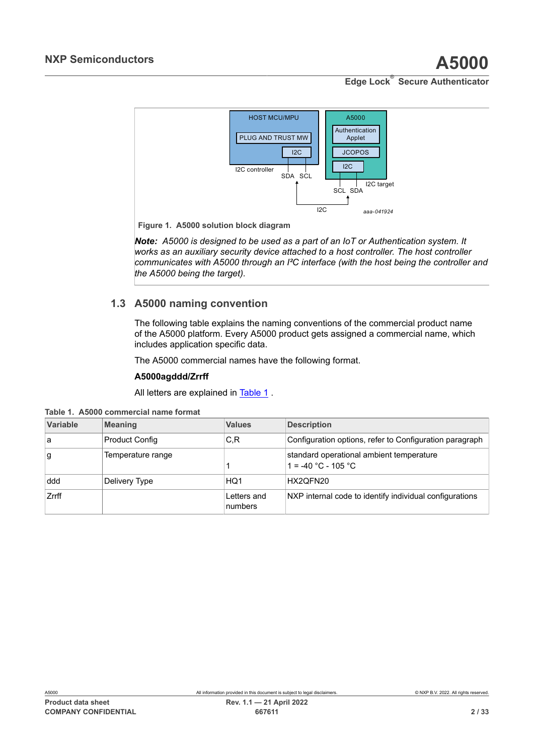Figure 1. A5000 solution block diagram

*__Note:__ A5000 is designed to be used as a part of an IoT or Authentication system. It works as an auxiliary security device attached to a host controller. The host controller communicates with A5000 through an I²C interface (with the host being the controller and the A5000 being the target).*

## 1.3 A5000 naming convention

The following table explains the naming conventions of the commercial product name of the A5000 platform. Every A5000 product gets assigned a commercial name, which includes application specific data.

The A5000 commercial names have the following format.

**A5000agddd/Zrrff**

All letters are explained in Table 1 .

Table 1. A5000 commercial name format

| Variable | Meaning | Values | Description |
|---|---|---|---|
| a | Product Config | C,R | Configuration options, refer to Configuration paragraph |
| g | Temperature range | 1 | standard operational ambient temperature<br>1 = -40 °C - 105 °C |
| ddd | Delivery Type | HQ1 | HX2QFN20 |
| Zrrff | | Letters and numbers | NXP internal code to identify individual configurations |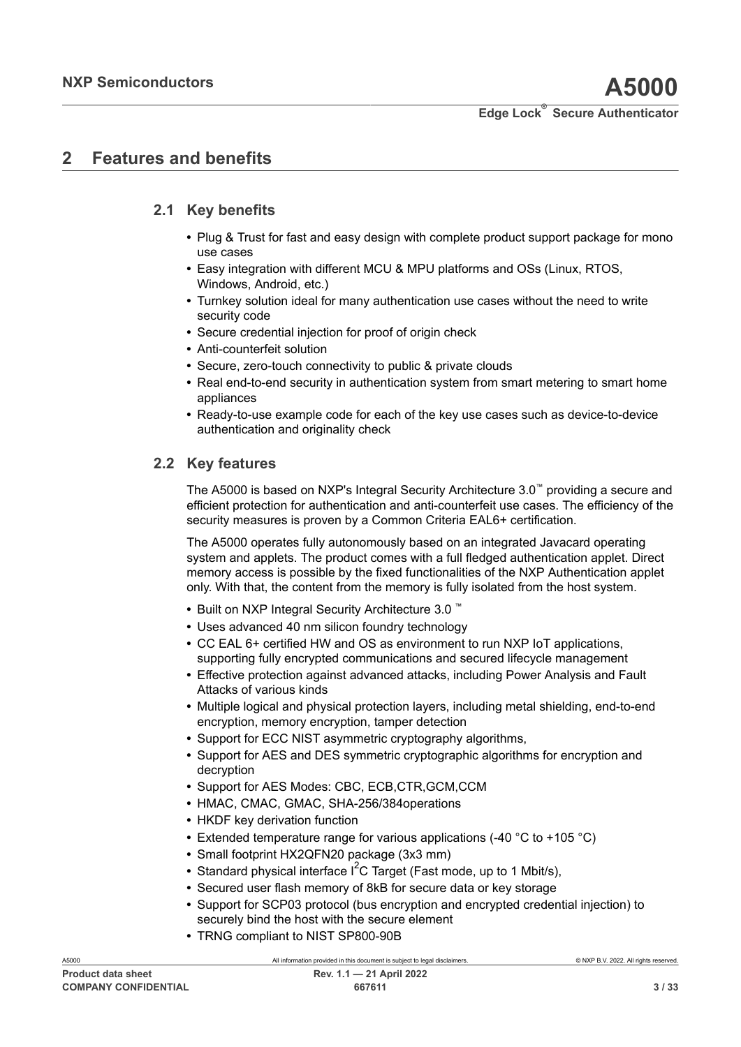# 2 Features and benefits

## 2.1 Key benefits

- Plug & Trust for fast and easy design with complete product support package for mono use cases
- Easy integration with different MCU & MPU platforms and OSs (Linux, RTOS, Windows, Android, etc.)
- Turnkey solution ideal for many authentication use cases without the need to write security code
- Secure credential injection for proof of origin check
- Anti-counterfeit solution
- Secure, zero-touch connectivity to public & private clouds
- Real end-to-end security in authentication system from smart metering to smart home appliances
- Ready-to-use example code for each of the key use cases such as device-to-device authentication and originality check

## 2.2 Key features

The A5000 is based on NXP's Integral Security Architecture 3.0™ providing a secure and efficient protection for authentication and anti-counterfeit use cases. The efficiency of the security measures is proven by a Common Criteria EAL6+ certification.

The A5000 operates fully autonomously based on an integrated Javacard operating system and applets. The product comes with a full fledged authentication applet. Direct memory access is possible by the fixed functionalities of the NXP Authentication applet only. With that, the content from the memory is fully isolated from the host system.

- Built on NXP Integral Security Architecture 3.0 ™
- Uses advanced 40 nm silicon foundry technology
- CC EAL 6+ certified HW and OS as environment to run NXP IoT applications, supporting fully encrypted communications and secured lifecycle management
- Effective protection against advanced attacks, including Power Analysis and Fault Attacks of various kinds
- Multiple logical and physical protection layers, including metal shielding, end-to-end encryption, memory encryption, tamper detection
- Support for ECC NIST asymmetric cryptography algorithms,
- Support for AES and DES symmetric cryptographic algorithms for encryption and decryption
- Support for AES Modes: CBC, ECB,CTR,GCM,CCM
- HMAC, CMAC, GMAC, SHA-256/384operations
- HKDF key derivation function
- Extended temperature range for various applications (-40 °C to +105 °C)
- Small footprint HX2QFN20 package (3x3 mm)
- Standard physical interface $I^2C$ Target (Fast mode, up to 1 Mbit/s),
- Secured user flash memory of 8kB for secure data or key storage
- Support for SCP03 protocol (bus encryption and encrypted credential injection) to securely bind the host with the secure element
- TRNG compliant to NIST SP800-90B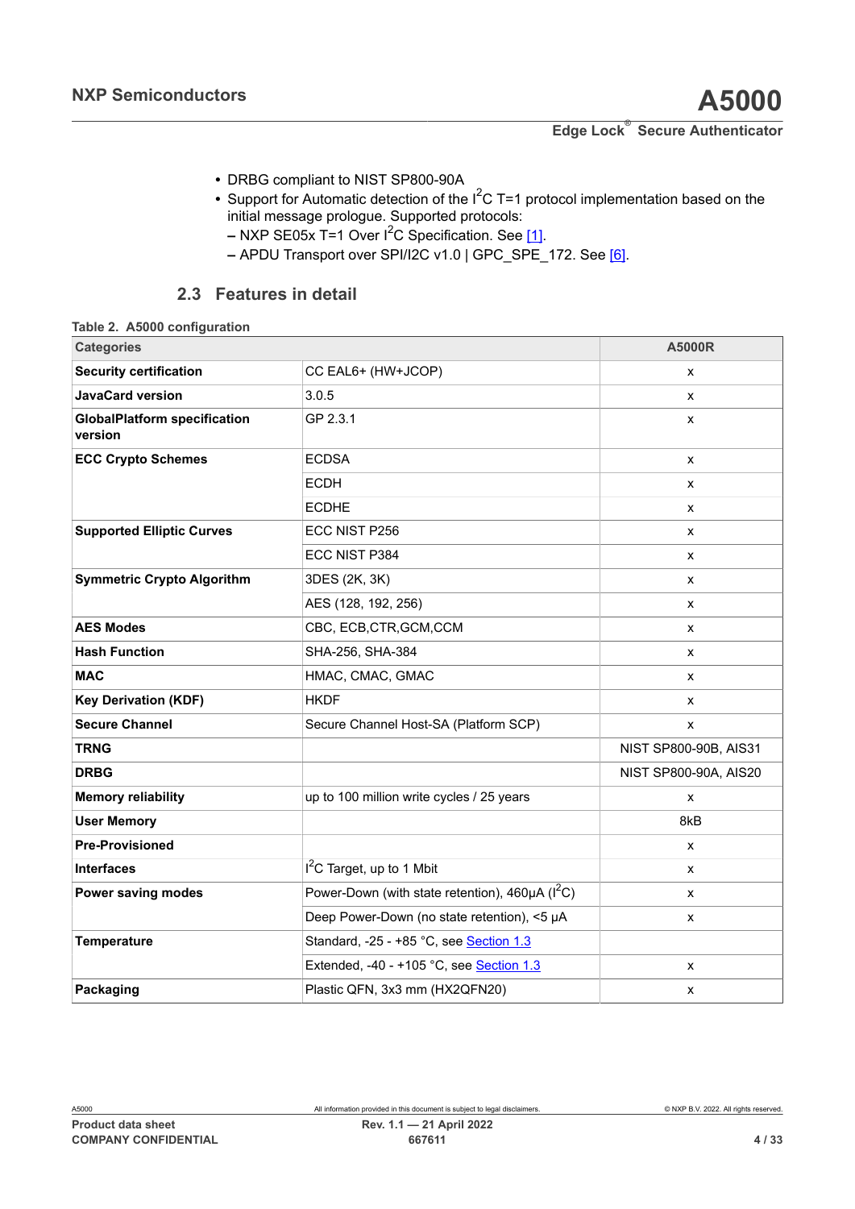- DRBG compliant to NIST SP800-90A
- Support for Automatic detection of the $I^2C$ T=1 protocol implementation based on the initial message prologue. Supported protocols:
  - NXP SE05x T=1 Over $I^2C$ Specification. See [1].
  - APDU Transport over SPI/I2C v1.0 | GPC_SPE_172. See [6].

## 2.3 Features in detail

**Table 2. A5000 configuration**

| Categories | | A5000R |
|---|---|---|
| **Security certification** | CC EAL6+ (HW+JCOP) | x |
| **JavaCard version** | 3.0.5 | x |
| **GlobalPlatform specification version** | GP 2.3.1 | x |
| **ECC Crypto Schemes** | ECDSA | x |
| | ECDH | x |
| | ECDHE | x |
| **Supported Elliptic Curves** | ECC NIST P256 | x |
| | ECC NIST P384 | x |
| **Symmetric Crypto Algorithm** | 3DES (2K, 3K) | x |
| | AES (128, 192, 256) | x |
| **AES Modes** | CBC, ECB,CTR,GCM,CCM | x |
| **Hash Function** | SHA-256, SHA-384 | x |
| **MAC** | HMAC, CMAC, GMAC | x |
| **Key Derivation (KDF)** | HKDF | x |
| **Secure Channel** | Secure Channel Host-SA (Platform SCP) | x |
| **TRNG** | | NIST SP800-90B, AIS31 |
| **DRBG** | | NIST SP800-90A, AIS20 |
| **Memory reliability** | up to 100 million write cycles / 25 years | x |
| **User Memory** | | 8kB |
| **Pre-Provisioned** | | x |
| **Interfaces** | $I^2C$ Target, up to 1 Mbit | x |
| **Power saving modes** | Power-Down (with state retention), 460µA ($I^2C$) | x |
| | Deep Power-Down (no state retention), <5 µA | x |
| **Temperature** | Standard, -25 - +85 °C, see Section 1.3 | |
| | Extended, -40 - +105 °C, see Section 1.3 | x |
| **Packaging** | Plastic QFN, 3x3 mm (HX2QFN20) | x |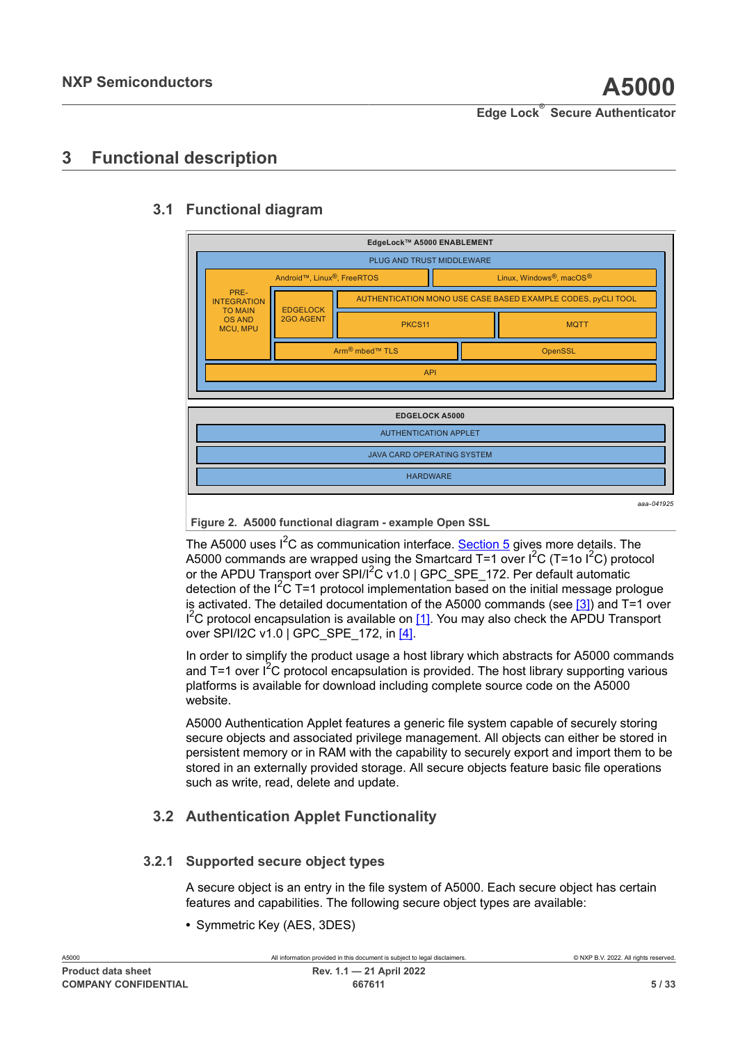# 3 Functional description

## 3.1 Functional diagram

EdgeLock™ A5000 ENABLEMENT

PLUG AND TRUST MIDDLEWARE

Android™, Linux®, FreeRTOS | Linux, Windows®, macOS®

PRE-INTEGRATION TO MAIN OS AND MCU, MPU | EDGELOCK 2GO AGENT | AUTHENTICATION MONO USE CASE BASED EXAMPLE CODES, pyCLI TOOL | PKCS11 | MQTT

Arm® mbed™ TLS | OpenSSL

API

EDGELOCK A5000

AUTHENTICATION APPLET

JAVA CARD OPERATING SYSTEM

HARDWARE

aaa-041925

**Figure 2. A5000 functional diagram - example Open SSL**

The A5000 uses I$^2$C as communication interface. Section 5 gives more details. The A5000 commands are wrapped using the Smartcard T=1 over I$^2$C (T=1o I$^2$C) protocol or the APDU Transport over SPI/I$^2$C v1.0 | GPC_SPE_172. Per default automatic detection of the I$^2$C T=1 protocol implementation based on the initial message prologue is activated. The detailed documentation of the A5000 commands (see [3]) and T=1 over I$^2$C protocol encapsulation is available on [1]. You may also check the APDU Transport over SPI/I2C v1.0 | GPC_SPE_172, in [4].

In order to simplify the product usage a host library which abstracts for A5000 commands and T=1 over I$^2$C protocol encapsulation is provided. The host library supporting various platforms is available for download including complete source code on the A5000 website.

A5000 Authentication Applet features a generic file system capable of securely storing secure objects and associated privilege management. All objects can either be stored in persistent memory or in RAM with the capability to securely export and import them to be stored in an externally provided storage. All secure objects feature basic file operations such as write, read, delete and update.

## 3.2 Authentication Applet Functionality

### 3.2.1 Supported secure object types

A secure object is an entry in the file system of A5000. Each secure object has certain features and capabilities. The following secure object types are available:

- Symmetric Key (AES, 3DES)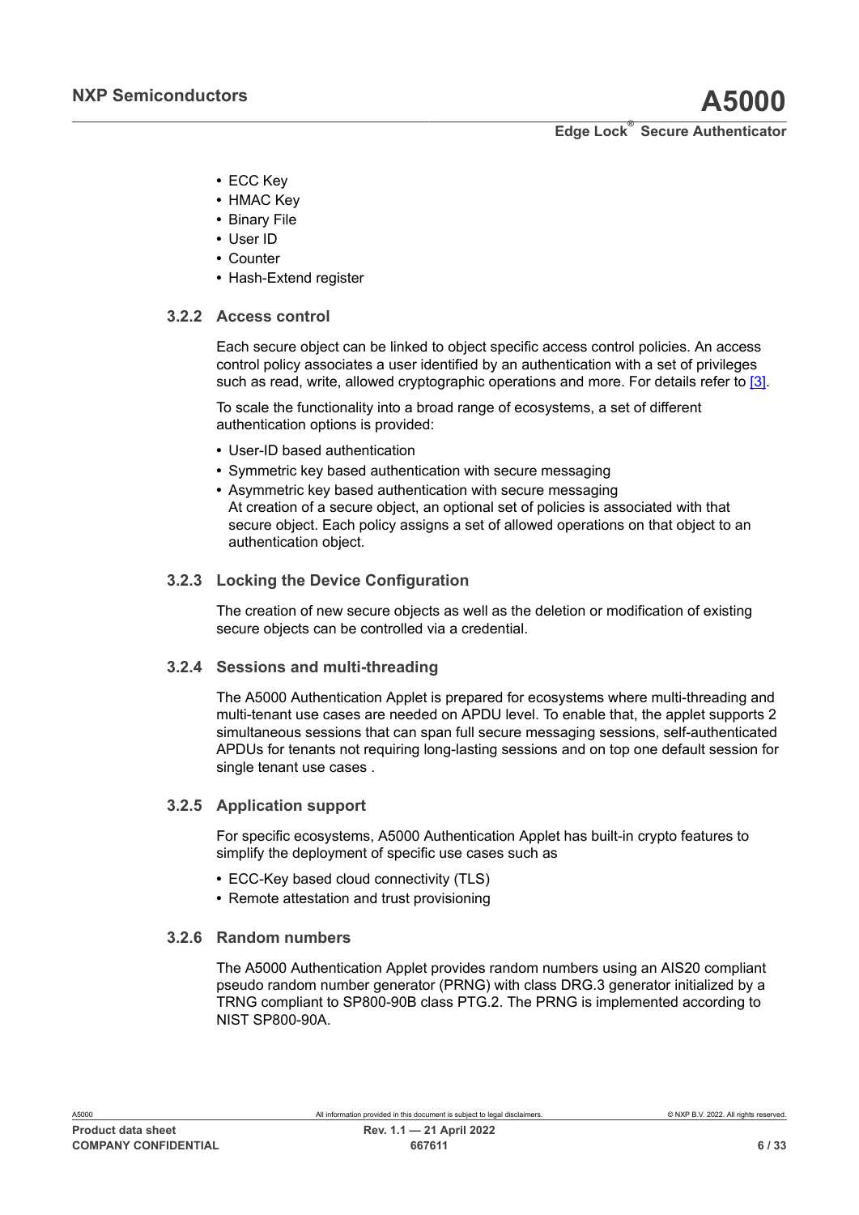- ECC Key
- HMAC Key
- Binary File
- User ID
- Counter
- Hash-Extend register

### 3.2.2 Access control

Each secure object can be linked to object specific access control policies. An access control policy associates a user identified by an authentication with a set of privileges such as read, write, allowed cryptographic operations and more. For details refer to [3].

To scale the functionality into a broad range of ecosystems, a set of different authentication options is provided:

- User-ID based authentication
- Symmetric key based authentication with secure messaging
- Asymmetric key based authentication with secure messaging
  At creation of a secure object, an optional set of policies is associated with that secure object. Each policy assigns a set of allowed operations on that object to an authentication object.

### 3.2.3 Locking the Device Configuration

The creation of new secure objects as well as the deletion or modification of existing secure objects can be controlled via a credential.

### 3.2.4 Sessions and multi-threading

The A5000 Authentication Applet is prepared for ecosystems where multi-threading and multi-tenant use cases are needed on APDU level. To enable that, the applet supports 2 simultaneous sessions that can span full secure messaging sessions, self-authenticated APDUs for tenants not requiring long-lasting sessions and on top one default session for single tenant use cases .

### 3.2.5 Application support

For specific ecosystems, A5000 Authentication Applet has built-in crypto features to simplify the deployment of specific use cases such as

- ECC-Key based cloud connectivity (TLS)
- Remote attestation and trust provisioning

### 3.2.6 Random numbers

The A5000 Authentication Applet provides random numbers using an AIS20 compliant pseudo random number generator (PRNG) with class DRG.3 generator initialized by a TRNG compliant to SP800-90B class PTG.2. The PRNG is implemented according to NIST SP800-90A.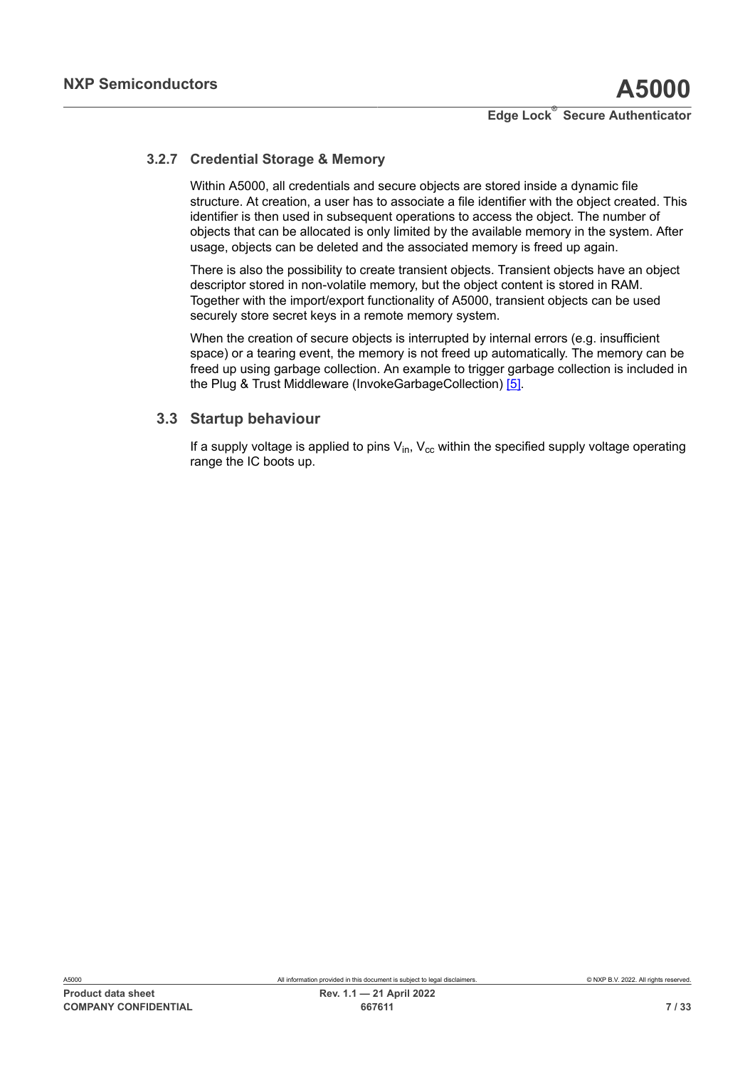### 3.2.7 Credential Storage & Memory

Within A5000, all credentials and secure objects are stored inside a dynamic file structure. At creation, a user has to associate a file identifier with the object created. This identifier is then used in subsequent operations to access the object. The number of objects that can be allocated is only limited by the available memory in the system. After usage, objects can be deleted and the associated memory is freed up again.

There is also the possibility to create transient objects. Transient objects have an object descriptor stored in non-volatile memory, but the object content is stored in RAM. Together with the import/export functionality of A5000, transient objects can be used securely store secret keys in a remote memory system.

When the creation of secure objects is interrupted by internal errors (e.g. insufficient space) or a tearing event, the memory is not freed up automatically. The memory can be freed up using garbage collection. An example to trigger garbage collection is included in the Plug & Trust Middleware (InvokeGarbageCollection) [5].

## 3.3 Startup behaviour

If a supply voltage is applied to pins $V_{in}$, $V_{cc}$ within the specified supply voltage operating range the IC boots up.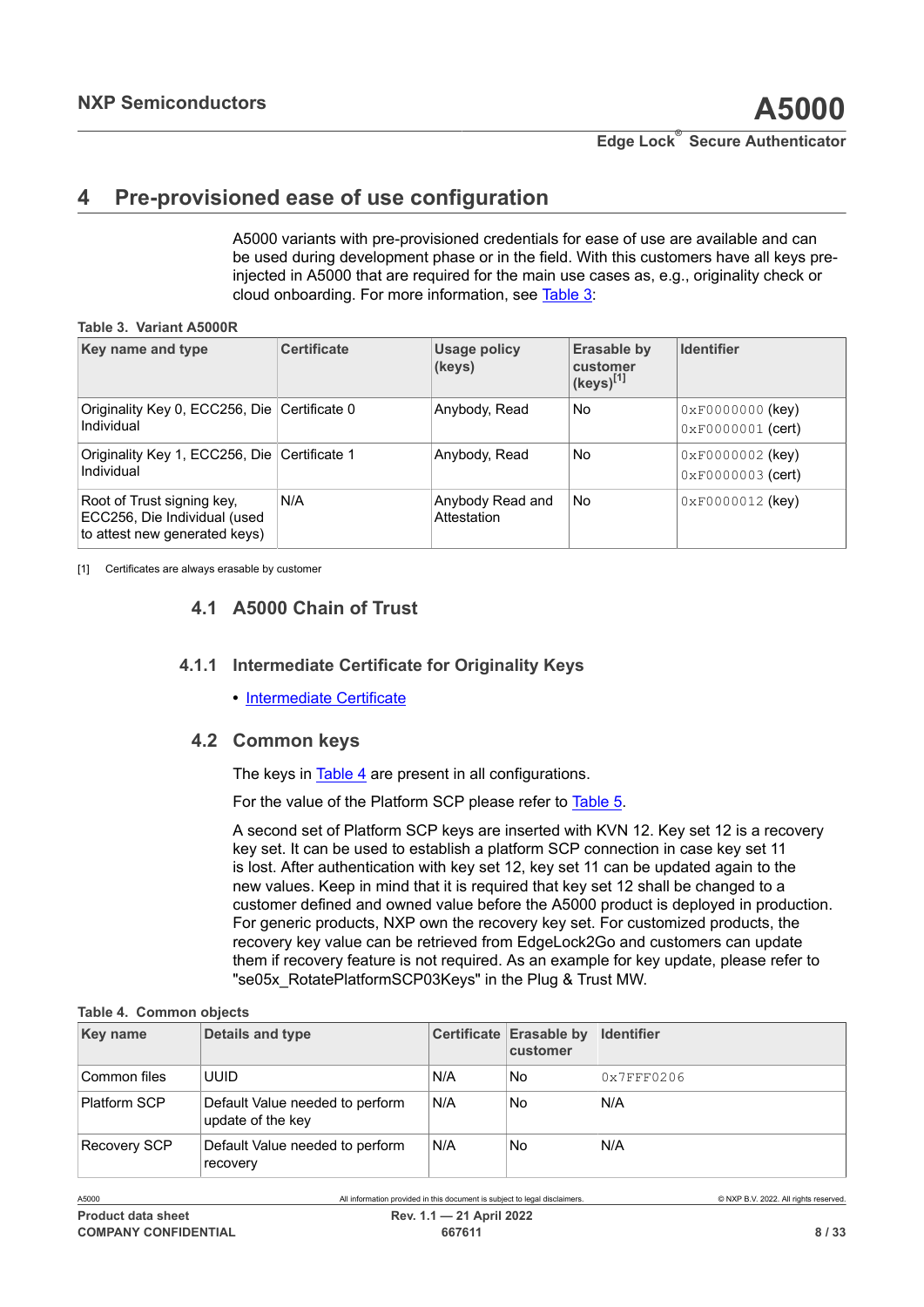## 4 Pre-provisioned ease of use configuration

A5000 variants with pre-provisioned credentials for ease of use are available and can be used during development phase or in the field. With this customers have all keys pre-injected in A5000 that are required for the main use cases as, e.g., originality check or cloud onboarding. For more information, see Table 3:

**Table 3. Variant A5000R**

| Key name and type | Certificate | Usage policy (keys) | Erasable by customer (keys)[1] | Identifier |
|---|---|---|---|---|
| Originality Key 0, ECC256, Die Individual | Certificate 0 | Anybody, Read | No | `0xF0000000` (key) `0xF0000001` (cert) |
| Originality Key 1, ECC256, Die Individual | Certificate 1 | Anybody, Read | No | `0xF0000002` (key) `0xF0000003` (cert) |
| Root of Trust signing key, ECC256, Die Individual (used to attest new generated keys) | N/A | Anybody Read and Attestation | No | `0xF0000012` (key) |

[1] Certificates are always erasable by customer

### 4.1 A5000 Chain of Trust

#### 4.1.1 Intermediate Certificate for Originality Keys

- Intermediate Certificate

### 4.2 Common keys

The keys in Table 4 are present in all configurations.

For the value of the Platform SCP please refer to Table 5.

A second set of Platform SCP keys are inserted with KVN 12. Key set 12 is a recovery key set. It can be used to establish a platform SCP connection in case key set 11 is lost. After authentication with key set 12, key set 11 can be updated again to the new values. Keep in mind that it is required that key set 12 shall be changed to a customer defined and owned value before the A5000 product is deployed in production. For generic products, NXP own the recovery key set. For customized products, the recovery key value can be retrieved from EdgeLock2Go and customers can update them if recovery feature is not required. As an example for key update, please refer to "se05x_RotatePlatformSCP03Keys" in the Plug & Trust MW.

**Table 4. Common objects**

| Key name | Details and type | Certificate | Erasable by customer | Identifier |
|---|---|---|---|---|
| Common files | UUID | N/A | No | `0x7FFF0206` |
| Platform SCP | Default Value needed to perform update of the key | N/A | No | N/A |
| Recovery SCP | Default Value needed to perform recovery | N/A | No | N/A |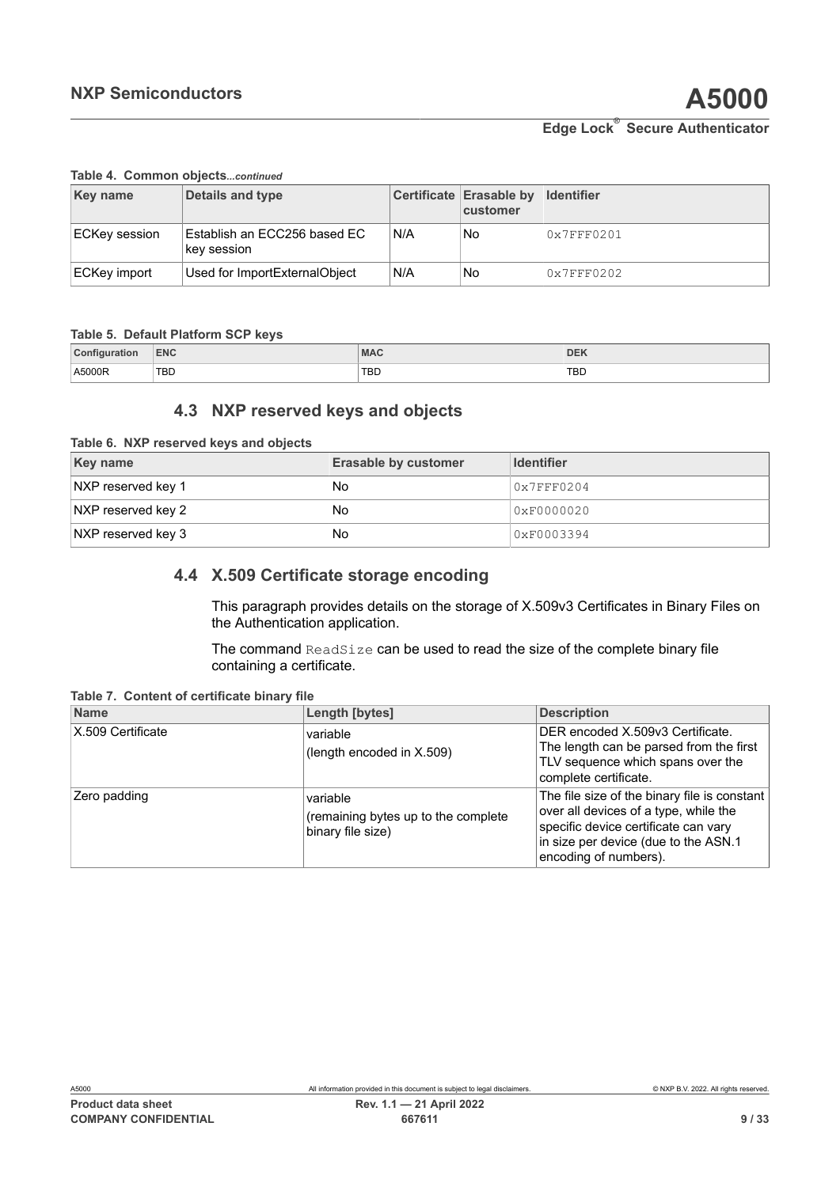**Table 4. Common objects...continued**

| Key name | Details and type | Certificate | Erasable by customer | Identifier |
| --- | --- | --- | --- | --- |
| ECKey session | Establish an ECC256 based EC key session | N/A | No | 0x7FFF0201 |
| ECKey import | Used for ImportExternalObject | N/A | No | 0x7FFF0202 |

**Table 5. Default Platform SCP keys**

| Configuration | ENC | MAC | DEK |
| --- | --- | --- | --- |
| A5000R | TBD | TBD | TBD |

## 4.3 NXP reserved keys and objects

**Table 6. NXP reserved keys and objects**

| Key name | Erasable by customer | Identifier |
| --- | --- | --- |
| NXP reserved key 1 | No | 0x7FFF0204 |
| NXP reserved key 2 | No | 0xF0000020 |
| NXP reserved key 3 | No | 0xF0003394 |

## 4.4 X.509 Certificate storage encoding

This paragraph provides details on the storage of X.509v3 Certificates in Binary Files on the Authentication application.

The command `ReadSize` can be used to read the size of the complete binary file containing a certificate.

**Table 7. Content of certificate binary file**

| Name | Length [bytes] | Description |
| --- | --- | --- |
| X.509 Certificate | variable (length encoded in X.509) | DER encoded X.509v3 Certificate. The length can be parsed from the first TLV sequence which spans over the complete certificate. |
| Zero padding | variable (remaining bytes up to the complete binary file size) | The file size of the binary file is constant over all devices of a type, while the specific device certificate can vary in size per device (due to the ASN.1 encoding of numbers). |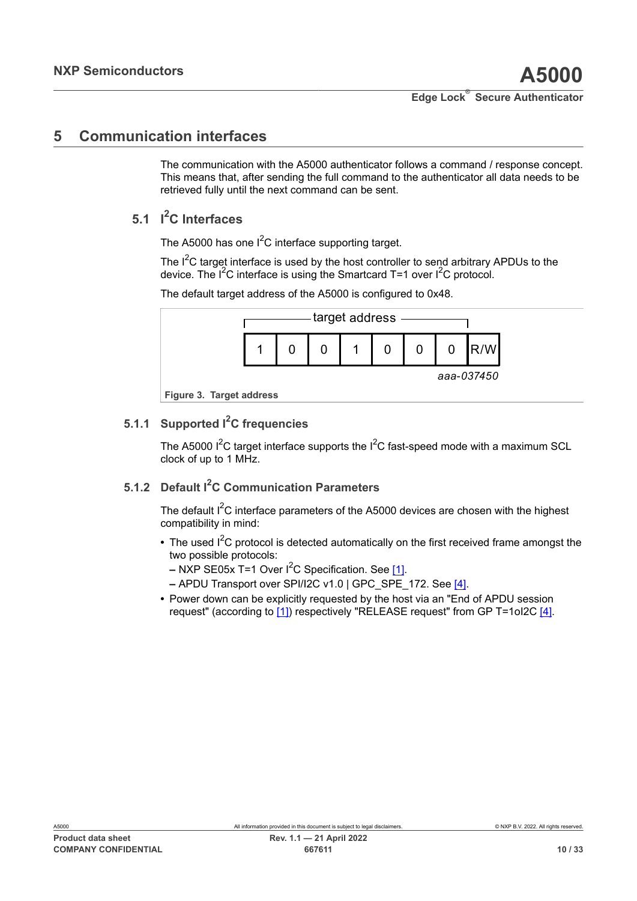# 5 Communication interfaces

The communication with the A5000 authenticator follows a command / response concept. This means that, after sending the full command to the authenticator all data needs to be retrieved fully until the next command can be sent.

## 5.1 I$^2$C Interfaces

The A5000 has one I$^2$C interface supporting target.

The I$^2$C target interface is used by the host controller to send arbitrary APDUs to the device. The I$^2$C interface is using the Smartcard T=1 over I$^2$C protocol.

The default target address of the A5000 is configured to 0x48.

| target address | | | | | | | |
|---|---|---|---|---|---|---|---|
| 1 | 0 | 0 | 1 | 0 | 0 | 0 | R/W |

aaa-037450

**Figure 3. Target address**

### 5.1.1 Supported I$^2$C frequencies

The A5000 I$^2$C target interface supports the I$^2$C fast-speed mode with a maximum SCL clock of up to 1 MHz.

### 5.1.2 Default I$^2$C Communication Parameters

The default I$^2$C interface parameters of the A5000 devices are chosen with the highest compatibility in mind:

- The used I$^2$C protocol is detected automatically on the first received frame amongst the two possible protocols:
  - NXP SE05x T=1 Over I$^2$C Specification. See [1].
  - APDU Transport over SPI/I2C v1.0 | GPC_SPE_172. See [4].
- Power down can be explicitly requested by the host via an "End of APDU session request" (according to [1]) respectively "RELEASE request" from GP T=1oI2C [4].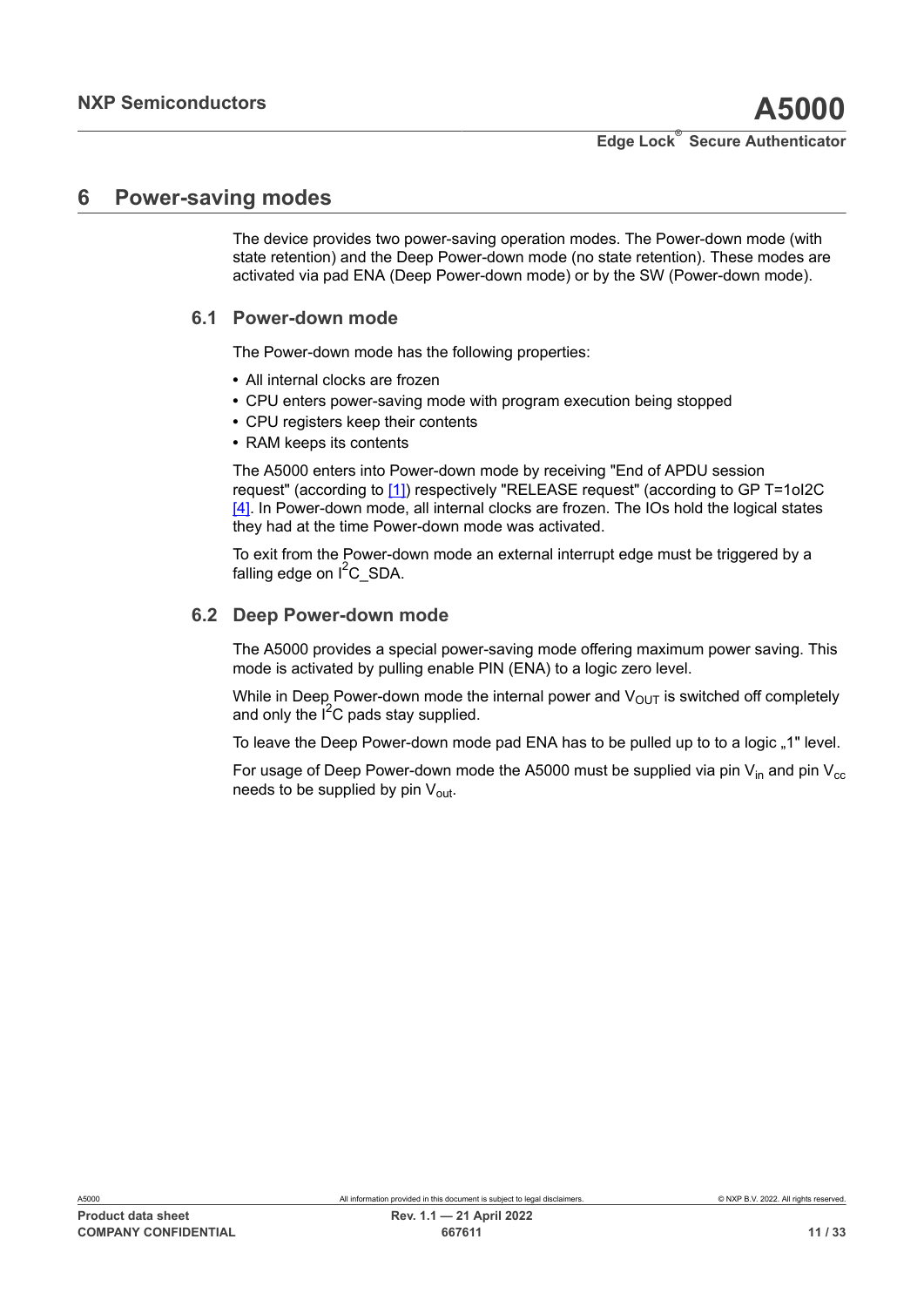# 6 Power-saving modes

The device provides two power-saving operation modes. The Power-down mode (with state retention) and the Deep Power-down mode (no state retention). These modes are activated via pad ENA (Deep Power-down mode) or by the SW (Power-down mode).

## 6.1 Power-down mode

The Power-down mode has the following properties:

- All internal clocks are frozen
- CPU enters power-saving mode with program execution being stopped
- CPU registers keep their contents
- RAM keeps its contents

The A5000 enters into Power-down mode by receiving "End of APDU session request" (according to [1]) respectively "RELEASE request" (according to GP T=1oI2C [4]. In Power-down mode, all internal clocks are frozen. The IOs hold the logical states they had at the time Power-down mode was activated.

To exit from the Power-down mode an external interrupt edge must be triggered by a falling edge on $I^2C$_SDA.

## 6.2 Deep Power-down mode

The A5000 provides a special power-saving mode offering maximum power saving. This mode is activated by pulling enable PIN (ENA) to a logic zero level.

While in Deep Power-down mode the internal power and $V_{OUT}$ is switched off completely and only the $I^2C$ pads stay supplied.

To leave the Deep Power-down mode pad ENA has to be pulled up to to a logic „1" level.

For usage of Deep Power-down mode the A5000 must be supplied via pin $V_{in}$ and pin $V_{cc}$ needs to be supplied by pin $V_{out}$.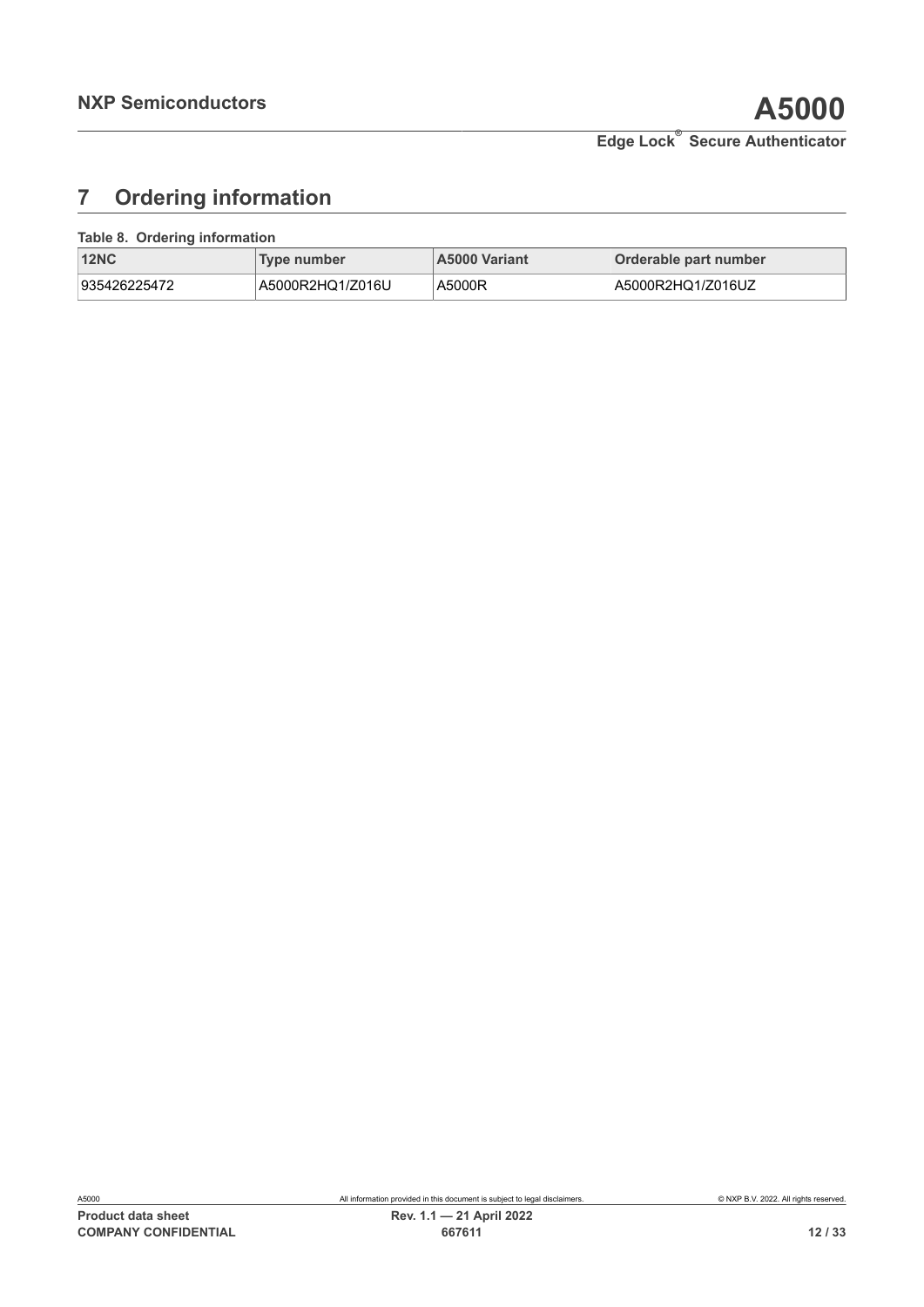# 7 Ordering information

**Table 8. Ordering information**

| 12NC | Type number | A5000 Variant | Orderable part number |
|---|---|---|---|
| 935426225472 | A5000R2HQ1/Z016U | A5000R | A5000R2HQ1/Z016UZ |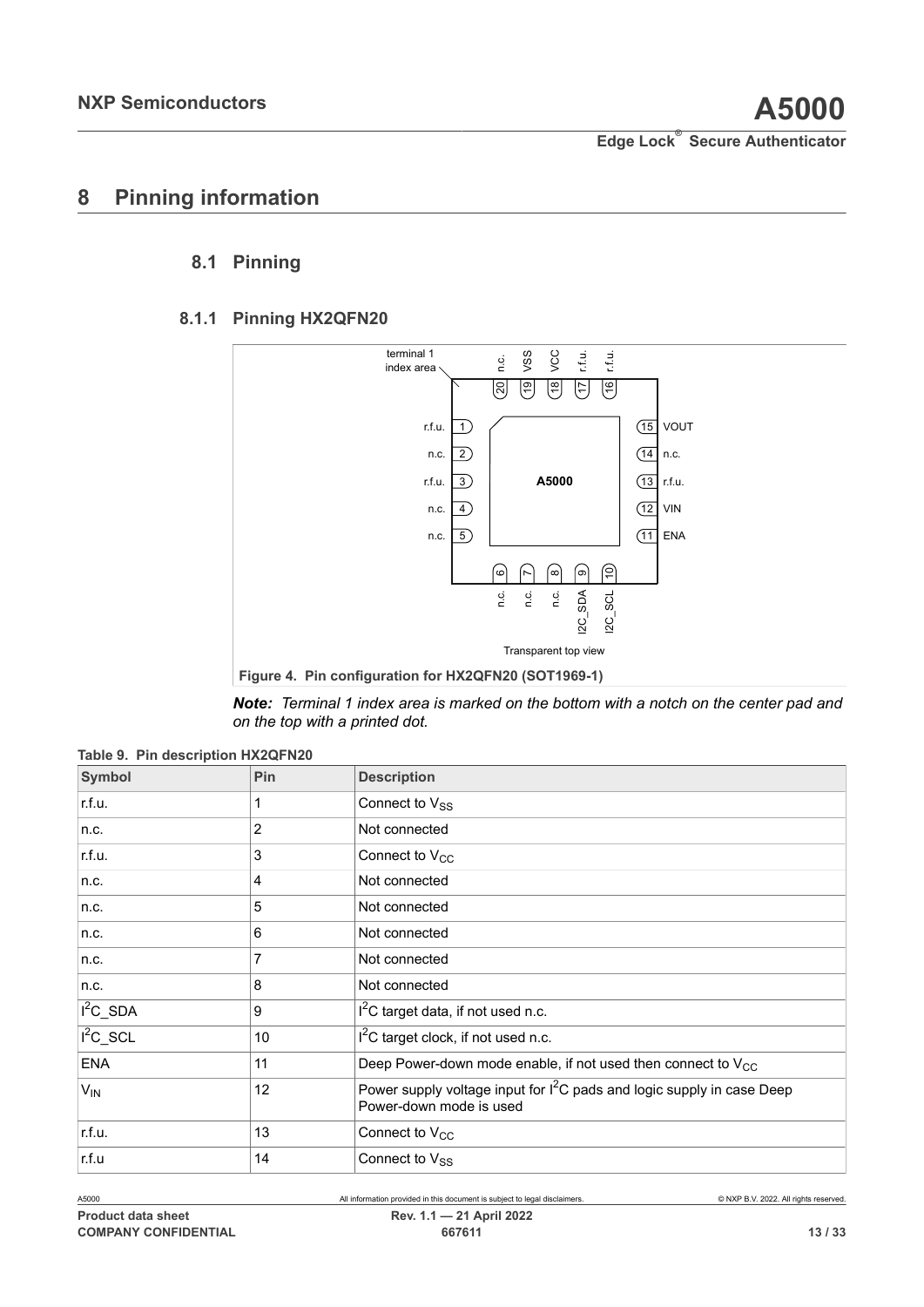## 8 Pinning information

### 8.1 Pinning

#### 8.1.1 Pinning HX2QFN20

Figure 4. Pin configuration for HX2QFN20 (SOT1969-1)

***Note:*** *Terminal 1 index area is marked on the bottom with a notch on the center pad and on the top with a printed dot.*

**Table 9. Pin description HX2QFN20**

| Symbol | Pin | Description |
|---|---|---|
| r.f.u. | 1 | Connect to $V_{SS}$ |
| n.c. | 2 | Not connected |
| r.f.u. | 3 | Connect to $V_{CC}$ |
| n.c. | 4 | Not connected |
| n.c. | 5 | Not connected |
| n.c. | 6 | Not connected |
| n.c. | 7 | Not connected |
| n.c. | 8 | Not connected |
| $I^2C$_SDA | 9 | $I^2C$ target data, if not used n.c. |
| $I^2C$_SCL | 10 | $I^2C$ target clock, if not used n.c. |
| ENA | 11 | Deep Power-down mode enable, if not used then connect to $V_{CC}$ |
| $V_{IN}$ | 12 | Power supply voltage input for $I^2C$ pads and logic supply in case Deep Power-down mode is used |
| r.f.u. | 13 | Connect to $V_{CC}$ |
| r.f.u | 14 | Connect to $V_{SS}$ |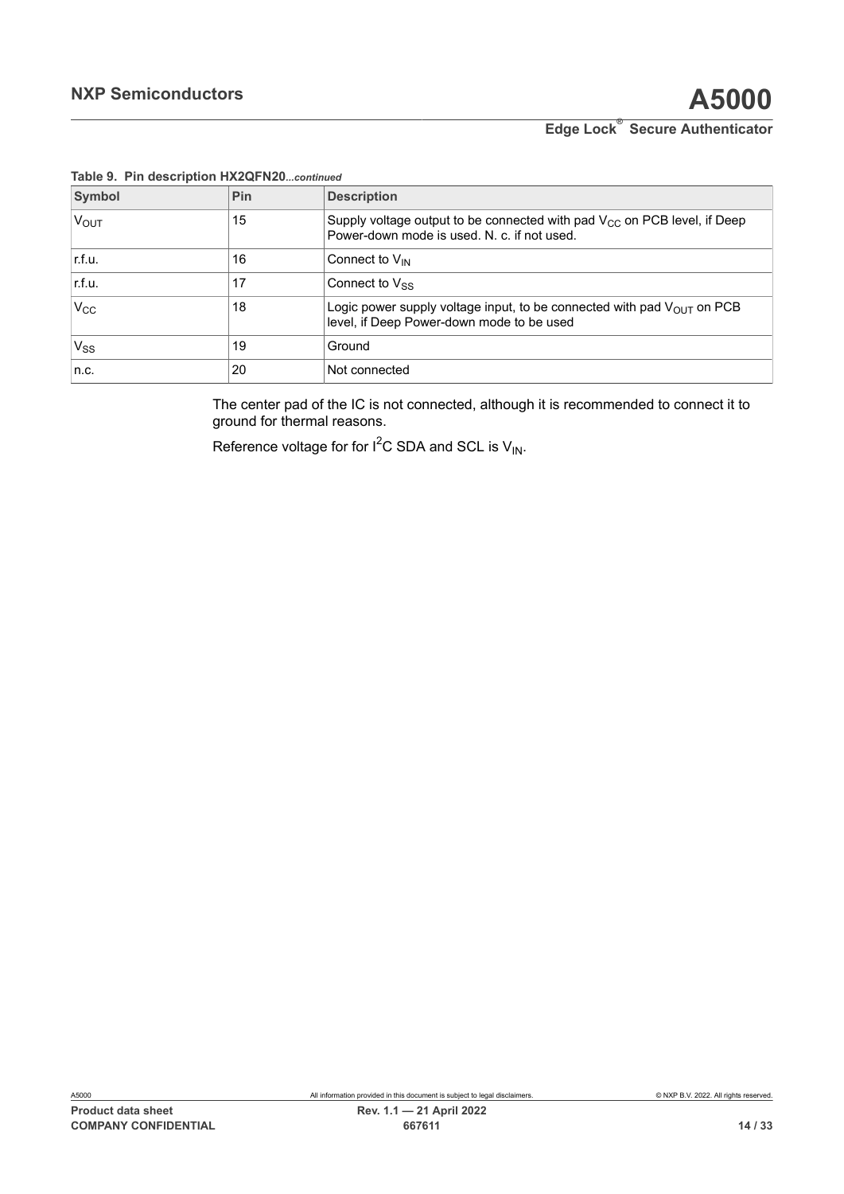**Table 9. Pin description HX2QFN20**...*continued*

| Symbol | Pin | Description |
| --- | --- | --- |
| $V_{OUT}$ | 15 | Supply voltage output to be connected with pad $V_{CC}$ on PCB level, if Deep Power-down mode is used. N. c. if not used. |
| r.f.u. | 16 | Connect to $V_{IN}$ |
| r.f.u. | 17 | Connect to $V_{SS}$ |
| $V_{CC}$ | 18 | Logic power supply voltage input, to be connected with pad $V_{OUT}$ on PCB level, if Deep Power-down mode to be used |
| $V_{SS}$ | 19 | Ground |
| n.c. | 20 | Not connected |

The center pad of the IC is not connected, although it is recommended to connect it to ground for thermal reasons.

Reference voltage for for $I^2C$ SDA and SCL is $V_{IN}$.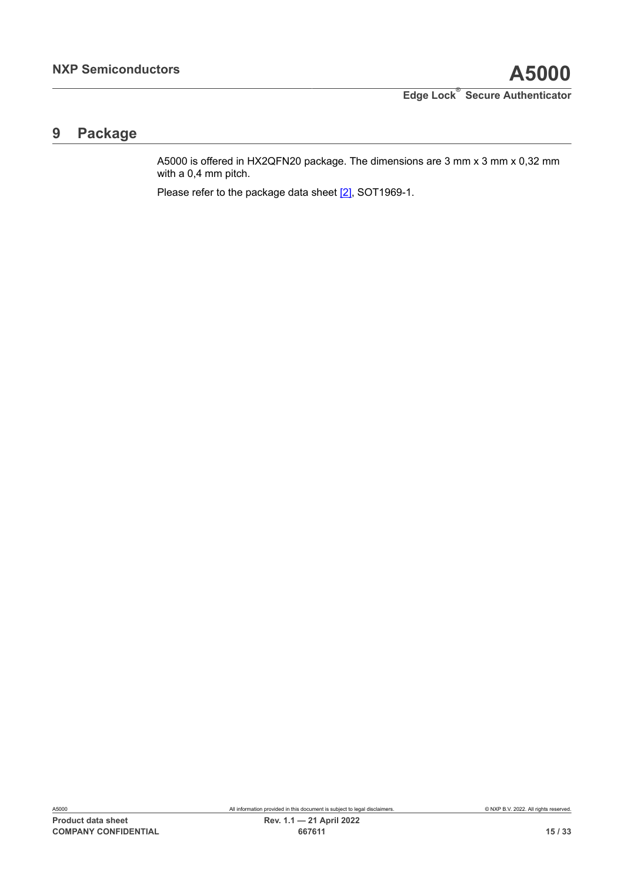# 9 Package

A5000 is offered in HX2QFN20 package. The dimensions are 3 mm x 3 mm x 0,32 mm with a 0,4 mm pitch.

Please refer to the package data sheet [2], SOT1969-1.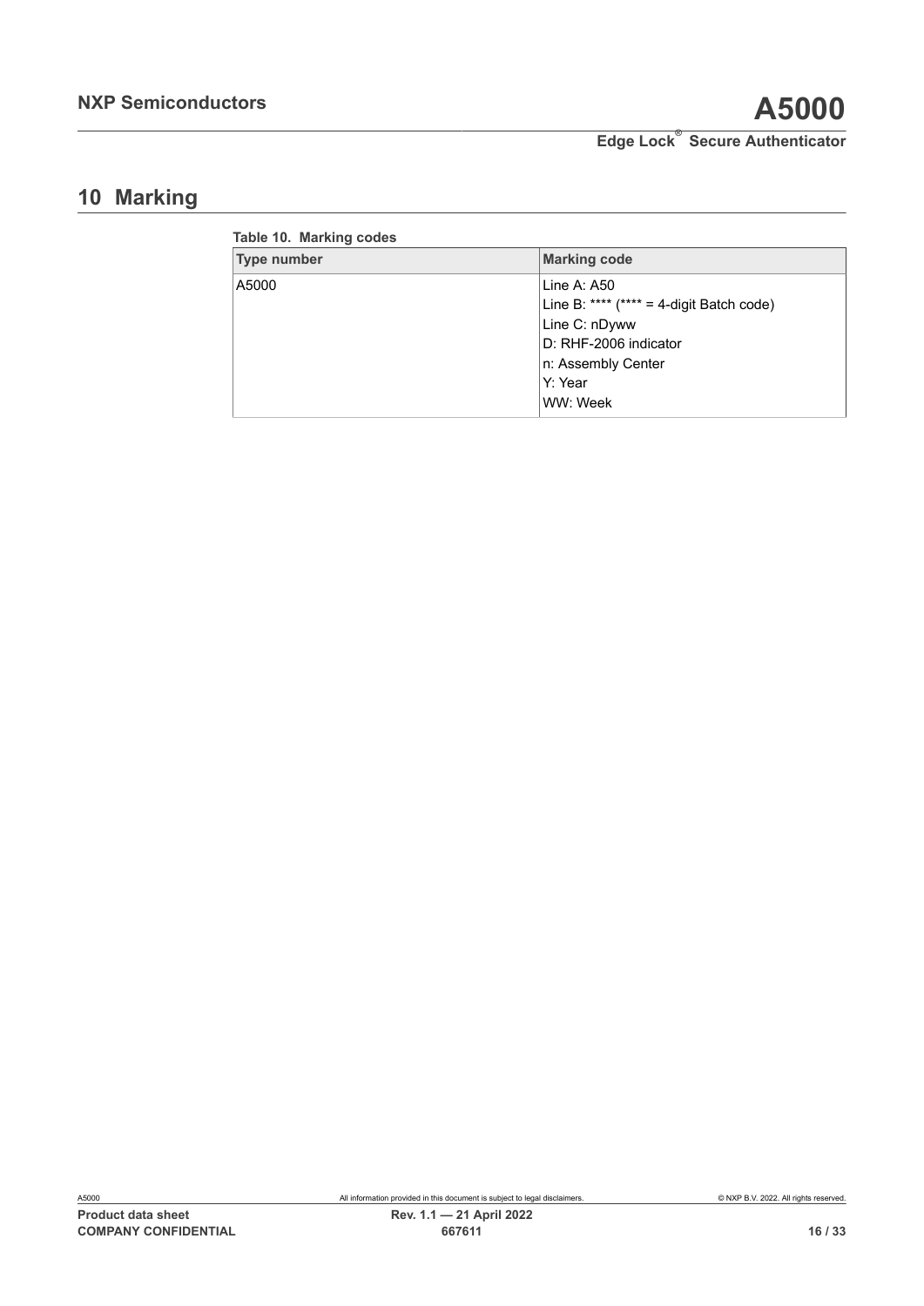# 10 Marking

**Table 10. Marking codes**

| Type number | Marking code |
|---|---|
| A5000 | Line A: A50<br>Line B: **** (**** = 4-digit Batch code)<br>Line C: nDyww<br>D: RHF-2006 indicator<br>n: Assembly Center<br>Y: Year<br>WW: Week |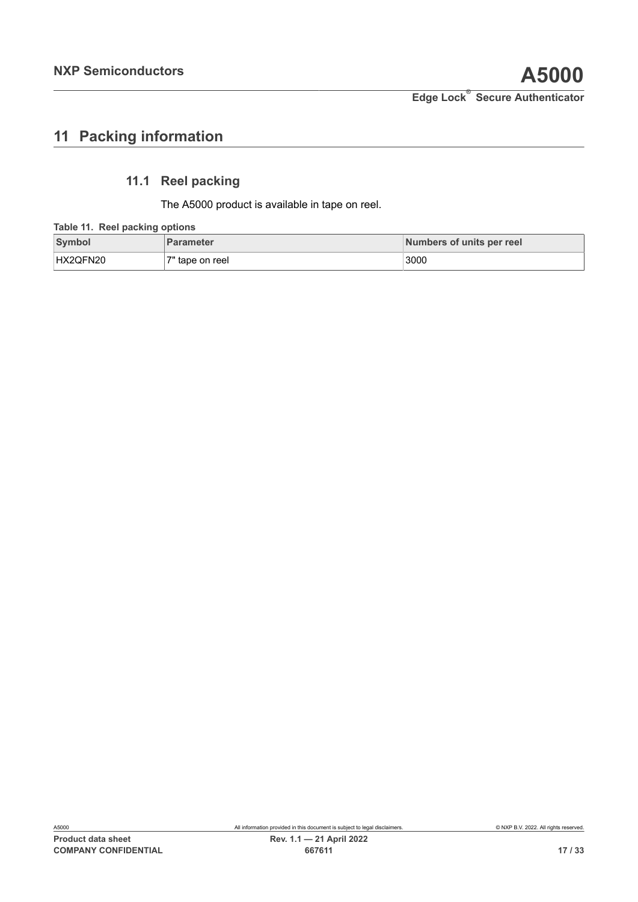# 11 Packing information

## 11.1 Reel packing

The A5000 product is available in tape on reel.

**Table 11. Reel packing options**

| Symbol | Parameter | Numbers of units per reel |
| --- | --- | --- |
| HX2QFN20 | 7" tape on reel | 3000 |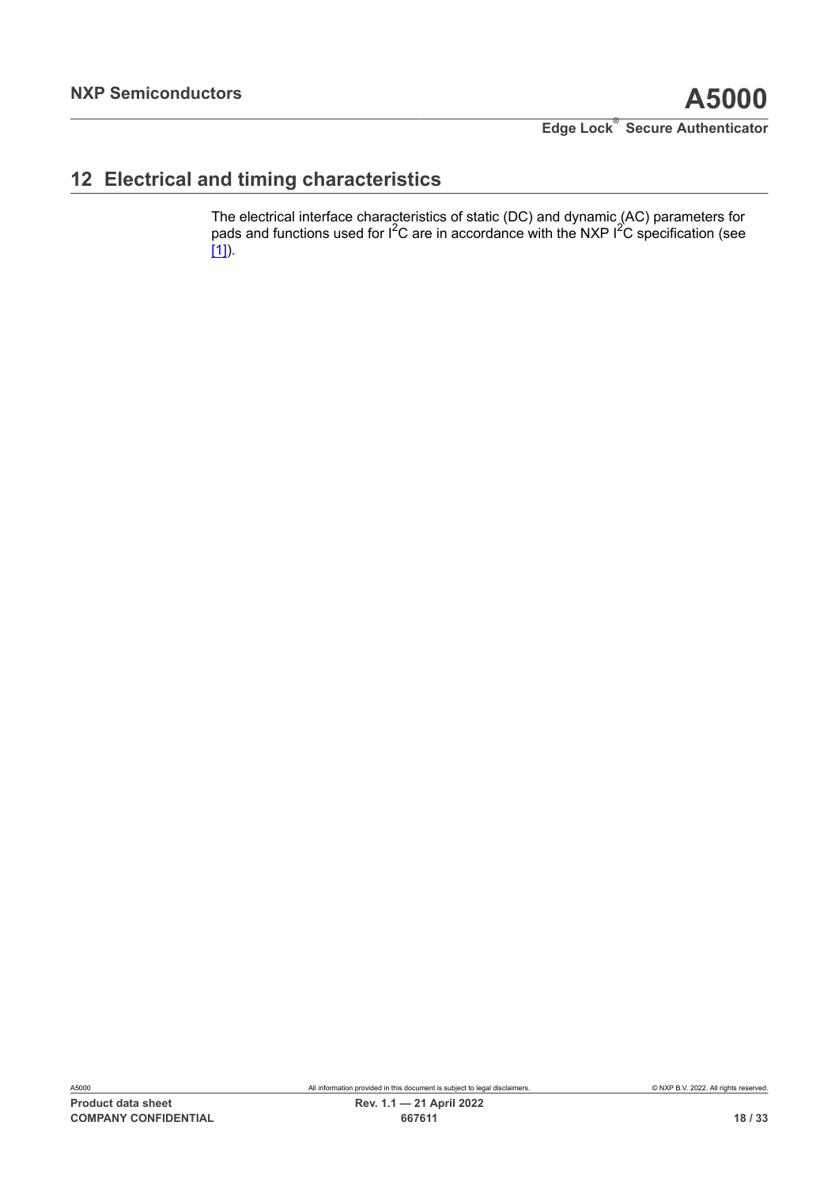## 12 Electrical and timing characteristics

The electrical interface characteristics of static (DC) and dynamic (AC) parameters for pads and functions used for $I^2C$ are in accordance with the NXP $I^2C$ specification (see [1]).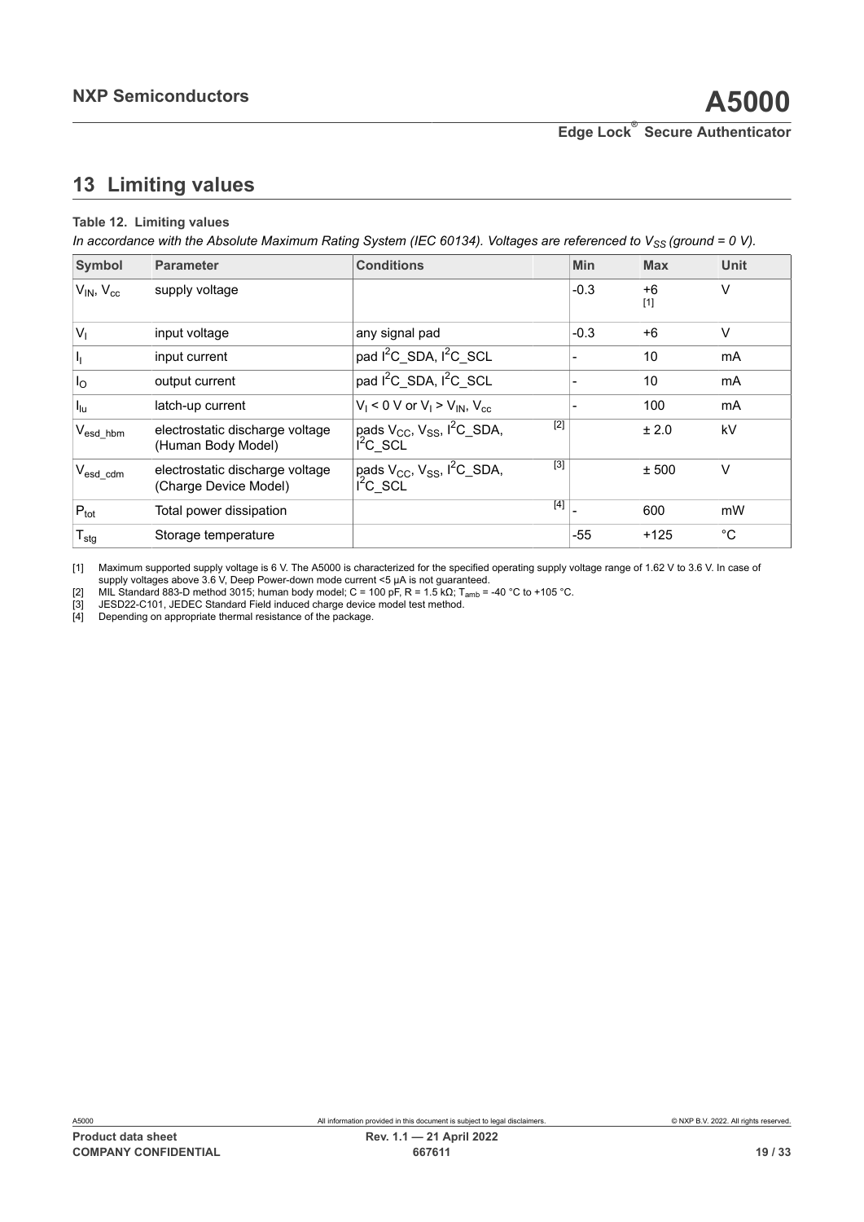## 13 Limiting values

**Table 12. Limiting values**

*In accordance with the Absolute Maximum Rating System (IEC 60134). Voltages are referenced to $V_{SS}$ (ground = 0 V).*

| Symbol | Parameter | Conditions | | Min | Max | Unit |
|---|---|---|---|---|---|---|
| $V_{IN}$, $V_{cc}$ | supply voltage | | | -0.3 | +6 [1] | V |
| $V_I$ | input voltage | any signal pad | | -0.3 | +6 | V |
| $I_I$ | input current | pad $I^2C$_SDA, $I^2C$_SCL | | - | 10 | mA |
| $I_O$ | output current | pad $I^2C$_SDA, $I^2C$_SCL | | - | 10 | mA |
| $I_{lu}$ | latch-up current | $V_I$ < 0 V or $V_I$ > $V_{IN}$, $V_{cc}$ | | - | 100 | mA |
| $V_{esd\_hbm}$ | electrostatic discharge voltage (Human Body Model) | pads $V_{CC}$, $V_{SS}$, $I^2C$_SDA, $I^2C$_SCL | [2] | | ± 2.0 | kV |
| $V_{esd\_cdm}$ | electrostatic discharge voltage (Charge Device Model) | pads $V_{CC}$, $V_{SS}$, $I^2C$_SDA, $I^2C$_SCL | [3] | | ± 500 | V |
| $P_{tot}$ | Total power dissipation | | [4] | - | 600 | mW |
| $T_{stg}$ | Storage temperature | | | -55 | +125 | °C |

[1] Maximum supported supply voltage is 6 V. The A5000 is characterized for the specified operating supply voltage range of 1.62 V to 3.6 V. In case of supply voltages above 3.6 V, Deep Power-down mode current <5 µA is not guaranteed.

[2] MIL Standard 883-D method 3015; human body model; C = 100 pF, R = 1.5 kΩ; $T_{amb}$ = -40 °C to +105 °C.

[3] JESD22-C101, JEDEC Standard Field induced charge device model test method.

[4] Depending on appropriate thermal resistance of the package.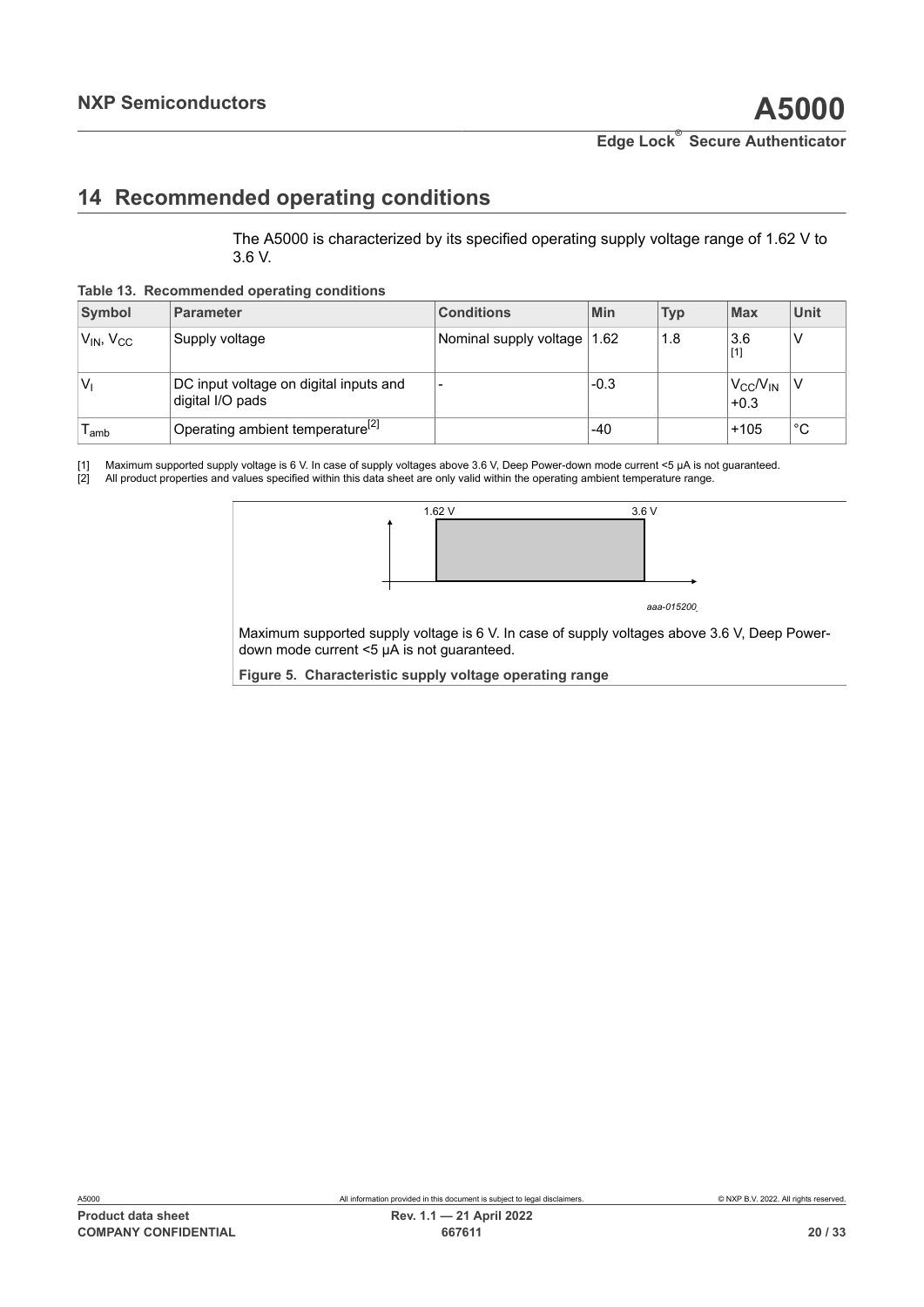## 14 Recommended operating conditions

The A5000 is characterized by its specified operating supply voltage range of 1.62 V to 3.6 V.

**Table 13. Recommended operating conditions**

| Symbol | Parameter | Conditions | Min | Typ | Max | Unit |
|---|---|---|---|---|---|---|
| $V_{IN}$, $V_{CC}$ | Supply voltage | Nominal supply voltage | 1.62 | 1.8 | 3.6 [1] | V |
| $V_I$ | DC input voltage on digital inputs and digital I/O pads | - | -0.3 | | $V_{CC}/V_{IN}$ +0.3 | V |
| $T_{amb}$ | Operating ambient temperature[2] | | -40 | | +105 | °C |

[1] Maximum supported supply voltage is 6 V. In case of supply voltages above 3.6 V, Deep Power-down mode current <5 µA is not guaranteed.
[2] All product properties and values specified within this data sheet are only valid within the operating ambient temperature range.

1.62 V 3.6 V

aaa-015200

Maximum supported supply voltage is 6 V. In case of supply voltages above 3.6 V, Deep Power-down mode current <5 µA is not guaranteed.

**Figure 5. Characteristic supply voltage operating range**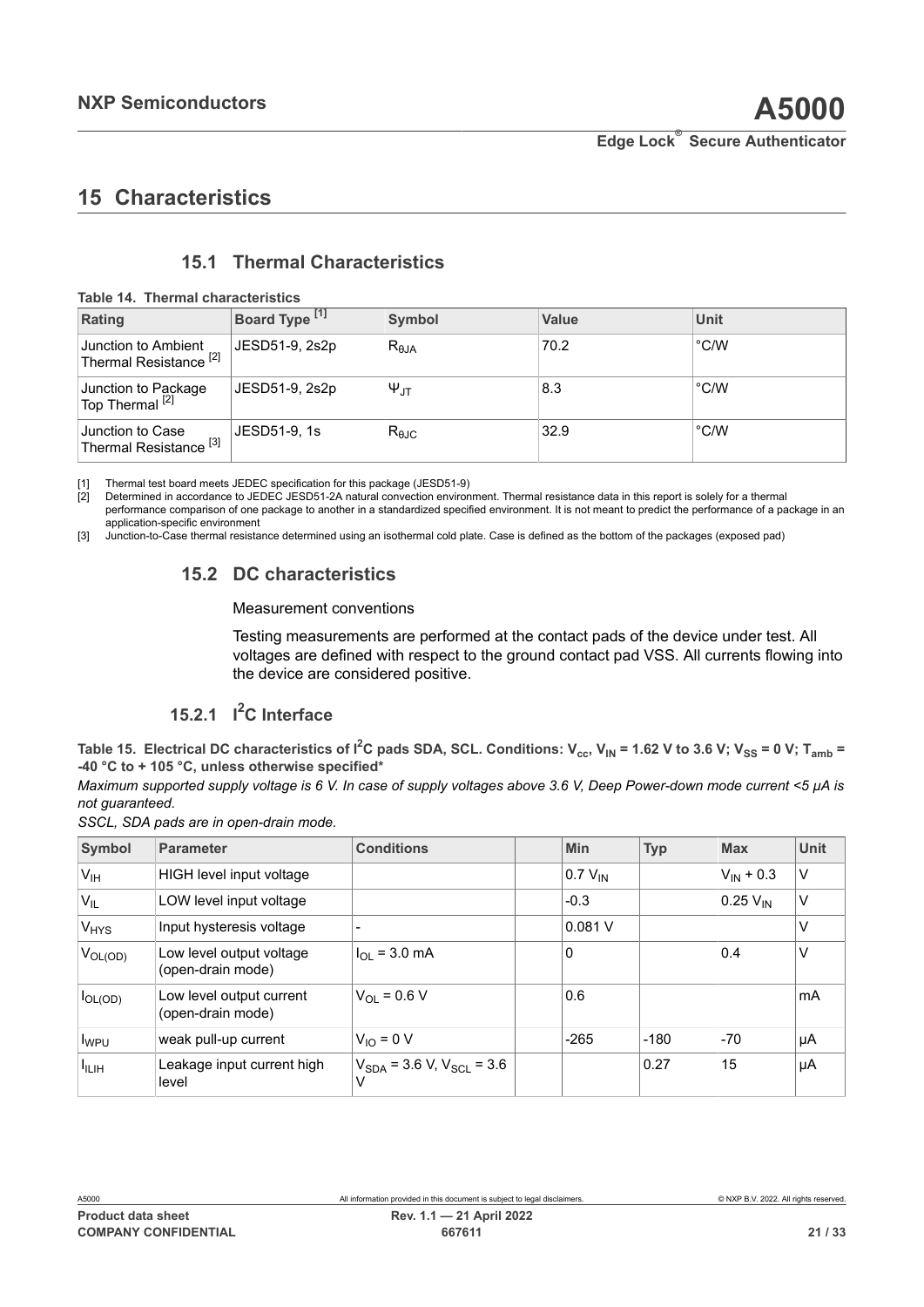## 15 Characteristics

### 15.1 Thermal Characteristics

**Table 14. Thermal characteristics**

| Rating | Board Type [1] | Symbol | Value | Unit |
|---|---|---|---|---|
| Junction to Ambient Thermal Resistance [2] | JESD51-9, 2s2p | $R_{\theta JA}$ | 70.2 | °C/W |
| Junction to Package Top Thermal [2] | JESD51-9, 2s2p | $\Psi_{JT}$ | 8.3 | °C/W |
| Junction to Case Thermal Resistance [3] | JESD51-9, 1s | $R_{\theta JC}$ | 32.9 | °C/W |

[1] Thermal test board meets JEDEC specification for this package (JESD51-9)

[2] Determined in accordance to JEDEC JESD51-2A natural convection environment. Thermal resistance data in this report is solely for a thermal performance comparison of one package to another in a standardized specified environment. It is not meant to predict the performance of a package in an application-specific environment

[3] Junction-to-Case thermal resistance determined using an isothermal cold plate. Case is defined as the bottom of the packages (exposed pad)

### 15.2 DC characteristics

Measurement conventions

Testing measurements are performed at the contact pads of the device under test. All voltages are defined with respect to the ground contact pad VSS. All currents flowing into the device are considered positive.

#### 15.2.1 I²C Interface

**Table 15. Electrical DC characteristics of I²C pads SDA, SCL. Conditions: $V_{cc}$, $V_{IN}$ = 1.62 V to 3.6 V; $V_{SS}$ = 0 V; $T_{amb}$ = -40 °C to + 105 °C, unless otherwise specified***

*Maximum supported supply voltage is 6 V. In case of supply voltages above 3.6 V, Deep Power-down mode current <5 µA is not guaranteed.*

*SSCL, SDA pads are in open-drain mode.*

| Symbol | Parameter | Conditions | | Min | Typ | Max | Unit |
|---|---|---|---|---|---|---|---|
| $V_{IH}$ | HIGH level input voltage | | | 0.7 $V_{IN}$ | | $V_{IN}$ + 0.3 | V |
| $V_{IL}$ | LOW level input voltage | | | -0.3 | | 0.25 $V_{IN}$ | V |
| $V_{HYS}$ | Input hysteresis voltage | - | | 0.081 V | | | V |
| $V_{OL(OD)}$ | Low level output voltage (open-drain mode) | $I_{OL}$ = 3.0 mA | | 0 | | 0.4 | V |
| $I_{OL(OD)}$ | Low level output current (open-drain mode) | $V_{OL}$ = 0.6 V | | 0.6 | | | mA |
| $I_{WPU}$ | weak pull-up current | $V_{IO}$ = 0 V | | -265 | -180 | -70 | µA |
| $I_{ILIH}$ | Leakage input current high level | $V_{SDA}$ = 3.6 V, $V_{SCL}$ = 3.6 V | | | 0.27 | 15 | µA |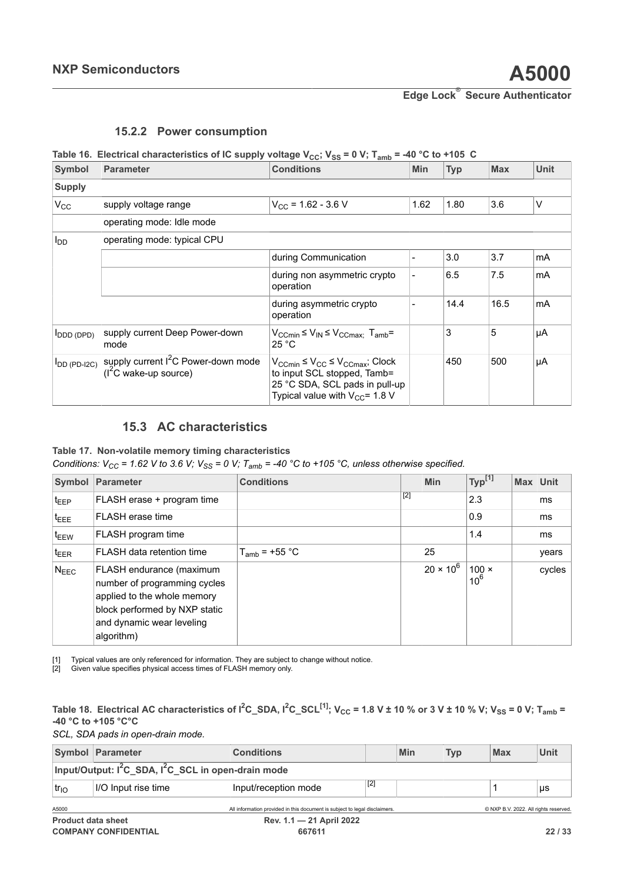### 15.2.2 Power consumption

**Table 16. Electrical characteristics of IC supply voltage $V_{CC}$; $V_{SS}$ = 0 V; $T_{amb}$ = -40 °C to +105 C**

| Symbol | Parameter | Conditions | Min | Typ | Max | Unit |
|---|---|---|---|---|---|---|
| **Supply** | | | | | | |
| $V_{CC}$ | supply voltage range | $V_{CC}$ = 1.62 - 3.6 V | 1.62 | 1.80 | 3.6 | V |
| | operating mode: Idle mode | | | | | |
| $I_{DD}$ | operating mode: typical CPU | | | | | |
| | | during Communication | - | 3.0 | 3.7 | mA |
| | | during non asymmetric crypto operation | - | 6.5 | 7.5 | mA |
| | | during asymmetric crypto operation | - | 14.4 | 16.5 | mA |
| $I_{DDD\ (DPD)}$ | supply current Deep Power-down mode | $V_{CCmin} \leq V_{IN} \leq V_{CCmax}$; $T_{amb}$= 25 °C | | 3 | 5 | µA |
| $I_{DD\ (PD-I2C)}$ | supply current $I^2C$ Power-down mode ($I^2C$ wake-up source) | $V_{CCmin} \leq V_{CC} \leq V_{CCmax}$; Clock to input SCL stopped, Tamb= 25 °C SDA, SCL pads in pull-up Typical value with $V_{CC}$= 1.8 V | | 450 | 500 | µA |

## 15.3 AC characteristics

**Table 17. Non-volatile memory timing characteristics**

*Conditions: $V_{CC}$ = 1.62 V to 3.6 V; $V_{SS}$ = 0 V; $T_{amb}$ = -40 °C to +105 °C, unless otherwise specified.*

| Symbol | Parameter | Conditions | | Min | Typ[1] | Max | Unit |
|---|---|---|---|---|---|---|---|
| $t_{EEP}$ | FLASH erase + program time | | [2] | | 2.3 | | ms |
| $t_{EEE}$ | FLASH erase time | | | | 0.9 | | ms |
| $t_{EEW}$ | FLASH program time | | | | 1.4 | | ms |
| $t_{EER}$ | FLASH data retention time | $T_{amb}$ = +55 °C | | 25 | | | years |
| $N_{EEC}$ | FLASH endurance (maximum number of programming cycles applied to the whole memory block performed by NXP static and dynamic wear leveling algorithm) | | | $20 \times 10^6$ | $100 \times 10^6$ | | cycles |

[1] Typical values are only referenced for information. They are subject to change without notice.
[2] Given value specifies physical access times of FLASH memory only.

**Table 18. Electrical AC characteristics of $I^2C$_SDA, $I^2C$_SCL[1]; $V_{CC}$ = 1.8 V ± 10 % or 3 V ± 10 % V; $V_{SS}$ = 0 V; $T_{amb}$ = -40 °C to +105 °C°C**

*SCL, SDA pads in open-drain mode.*

| Symbol | Parameter | Conditions | | Min | Typ | Max | Unit |
|---|---|---|---|---|---|---|---|
| **Input/Output: $I^2C$_SDA, $I^2C$_SCL in open-drain mode** | | | | | | | |
| $tr_{IO}$ | I/O Input rise time | Input/reception mode | [2] | | | 1 | µs |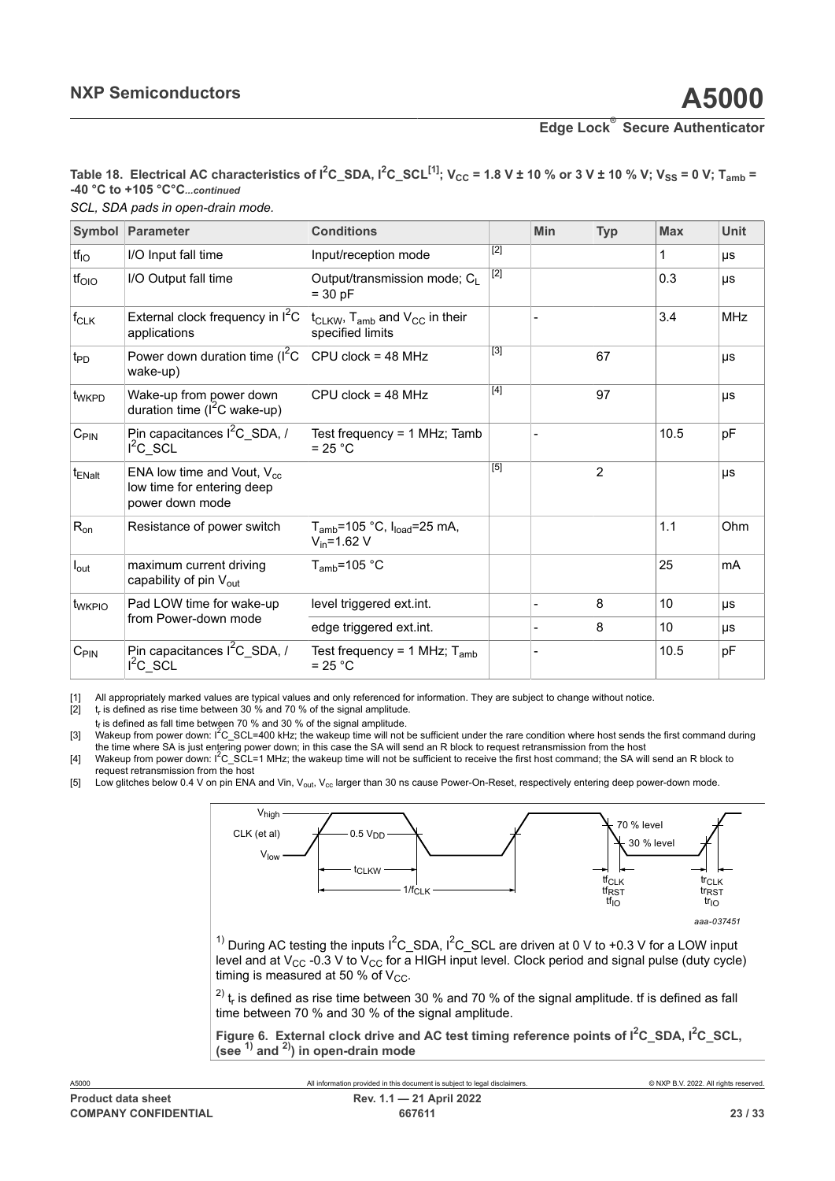**Table 18. Electrical AC characteristics of $I^2C\_SDA$, $I^2C\_SCL$[1]; $V_{CC}$ = 1.8 V ± 10 % or 3 V ± 10 % V; $V_{SS}$ = 0 V; $T_{amb}$ = -40 °C to +105 °C°C***...continued***

*SCL, SDA pads in open-drain mode.*

| Symbol | Parameter | Conditions | | Min | Typ | Max | Unit |
|---|---|---|---|---|---|---|---|
| $tf_{IO}$ | I/O Input fall time | Input/reception mode | [2] | | | 1 | µs |
| $tf_{OIO}$ | I/O Output fall time | Output/transmission mode; $C_L$ = 30 pF | [2] | | | 0.3 | µs |
| $f_{CLK}$ | External clock frequency in $I^2C$ applications | $t_{CLKW}$, $T_{amb}$ and $V_{CC}$ in their specified limits | | - | | 3.4 | MHz |
| $t_{PD}$ | Power down duration time ($I^2C$ wake-up) | CPU clock = 48 MHz | [3] | | 67 | | µs |
| $t_{WKPD}$ | Wake-up from power down duration time ($I^2C$ wake-up) | CPU clock = 48 MHz | [4] | | 97 | | µs |
| $C_{PIN}$ | Pin capacitances $I^2C\_SDA$, / $I^2C\_SCL$ | Test frequency = 1 MHz; Tamb = 25 °C | | - | | 10.5 | pF |
| $t_{ENalt}$ | ENA low time and Vout, $V_{cc}$ low time for entering deep power down mode | | [5] | | 2 | | µs |
| $R_{on}$ | Resistance of power switch | $T_{amb}$=105 °C, $I_{load}$=25 mA, $V_{in}$=1.62 V | | | | 1.1 | Ohm |
| $I_{out}$ | maximum current driving capability of pin $V_{out}$ | $T_{amb}$=105 °C | | | | 25 | mA |
| $t_{WKPIO}$ | Pad LOW time for wake-up from Power-down mode | level triggered ext.int. | | - | 8 | 10 | µs |
| | | edge triggered ext.int. | | - | 8 | 10 | µs |
| $C_{PIN}$ | Pin capacitances $I^2C\_SDA$, / $I^2C\_SCL$ | Test frequency = 1 MHz; $T_{amb}$ = 25 °C | | - | | 10.5 | pF |

[1] All appropriately marked values are typical values and only referenced for information. They are subject to change without notice.

[2] $t_r$ is defined as rise time between 30 % and 70 % of the signal amplitude.
$t_f$ is defined as fall time between 70 % and 30 % of the signal amplitude.

[3] Wakeup from power down: $I^2C\_SCL$=400 kHz; the wakeup time will not be sufficient under the rare condition where host sends the first command during the time where SA is just entering power down; in this case the SA will send an R block to request retransmission from the host

[4] Wakeup from power down: $I^2C\_SCL$=1 MHz; the wakeup time will not be sufficient to receive the first host command; the SA will send an R block to request retransmission from the host

[5] Low glitches below 0.4 V on pin ENA and Vin, $V_{out}$, $V_{cc}$ larger than 30 ns cause Power-On-Reset, respectively entering deep power-down mode.

$V_{high}$ CLK (et al) $V_{low}$ 0.5 $V_{DD}$ $t_{CLKW}$ $1/f_{CLK}$ 70 % level 30 % level $tf_{CLK}$ $tf_{RST}$ $tf_{IO}$ $tr_{CLK}$ $tr_{RST}$ $tr_{IO}$

aaa-037451

1) During AC testing the inputs $I^2C\_SDA$, $I^2C\_SCL$ are driven at 0 V to +0.3 V for a LOW input level and at $V_{CC}$ -0.3 V to $V_{CC}$ for a HIGH input level. Clock period and signal pulse (duty cycle) timing is measured at 50 % of $V_{CC}$.

2) $t_r$ is defined as rise time between 30 % and 70 % of the signal amplitude. tf is defined as fall time between 70 % and 30 % of the signal amplitude.

**Figure 6. External clock drive and AC test timing reference points of $I^2C\_SDA$, $I^2C\_SCL$, (see 1) and 2)) in open-drain mode**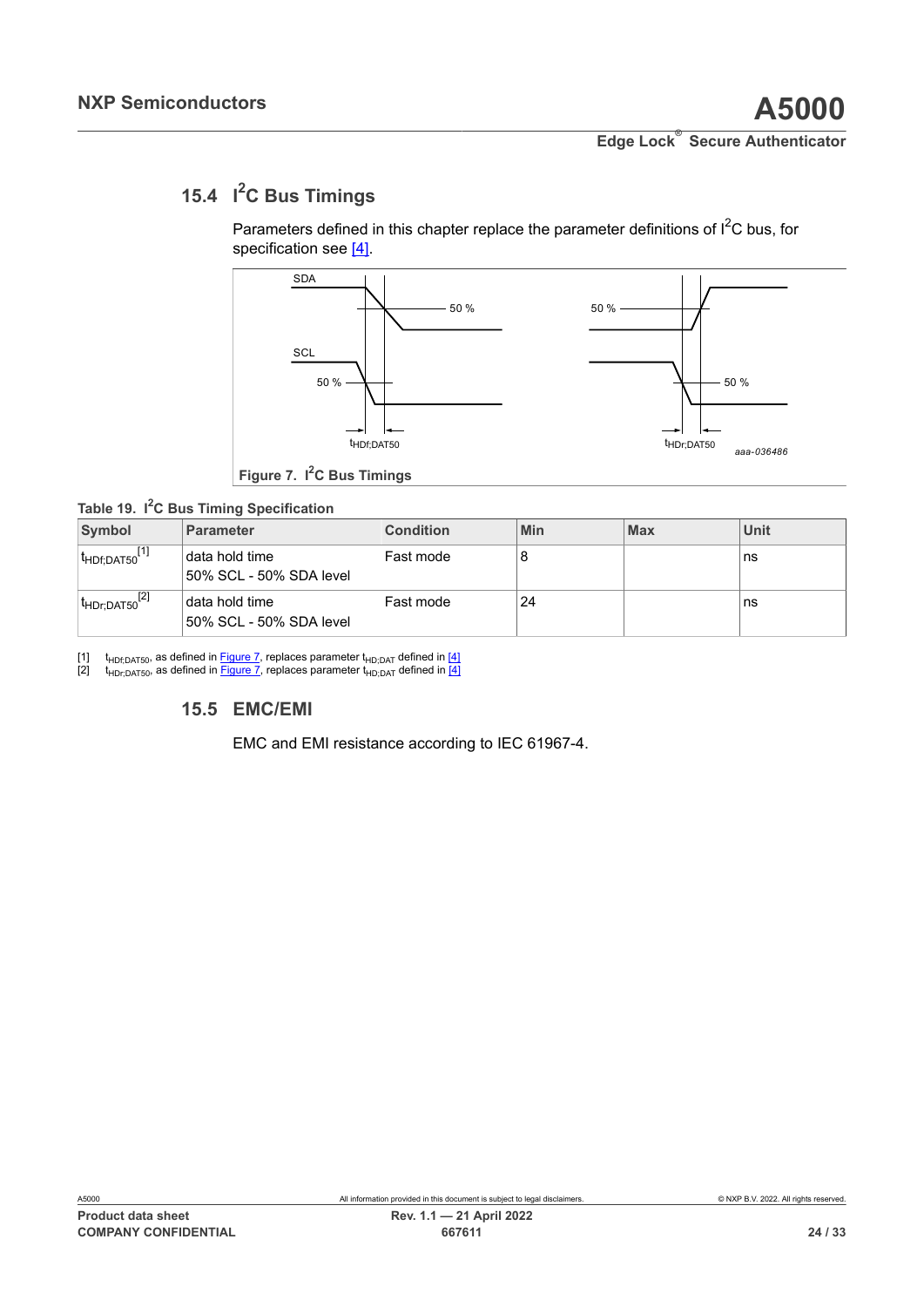## 15.4 I²C Bus Timings

Parameters defined in this chapter replace the parameter definitions of I²C bus, for specification see [4].

Figure 7. I²C Bus Timings

**Table 19. I²C Bus Timing Specification**

| Symbol | Parameter | Condition | Min | Max | Unit |
|---|---|---|---|---|---|
| $t_{HDf;DAT50}$ [1] | data hold time 50% SCL - 50% SDA level | Fast mode | 8 | | ns |
| $t_{HDr;DAT50}$ [2] | data hold time 50% SCL - 50% SDA level | Fast mode | 24 | | ns |

[1] $t_{HDf;DAT50}$, as defined in Figure 7, replaces parameter $t_{HD;DAT}$ defined in [4]

[2] $t_{HDr;DAT50}$, as defined in Figure 7, replaces parameter $t_{HD;DAT}$ defined in [4]

## 15.5 EMC/EMI

EMC and EMI resistance according to IEC 61967-4.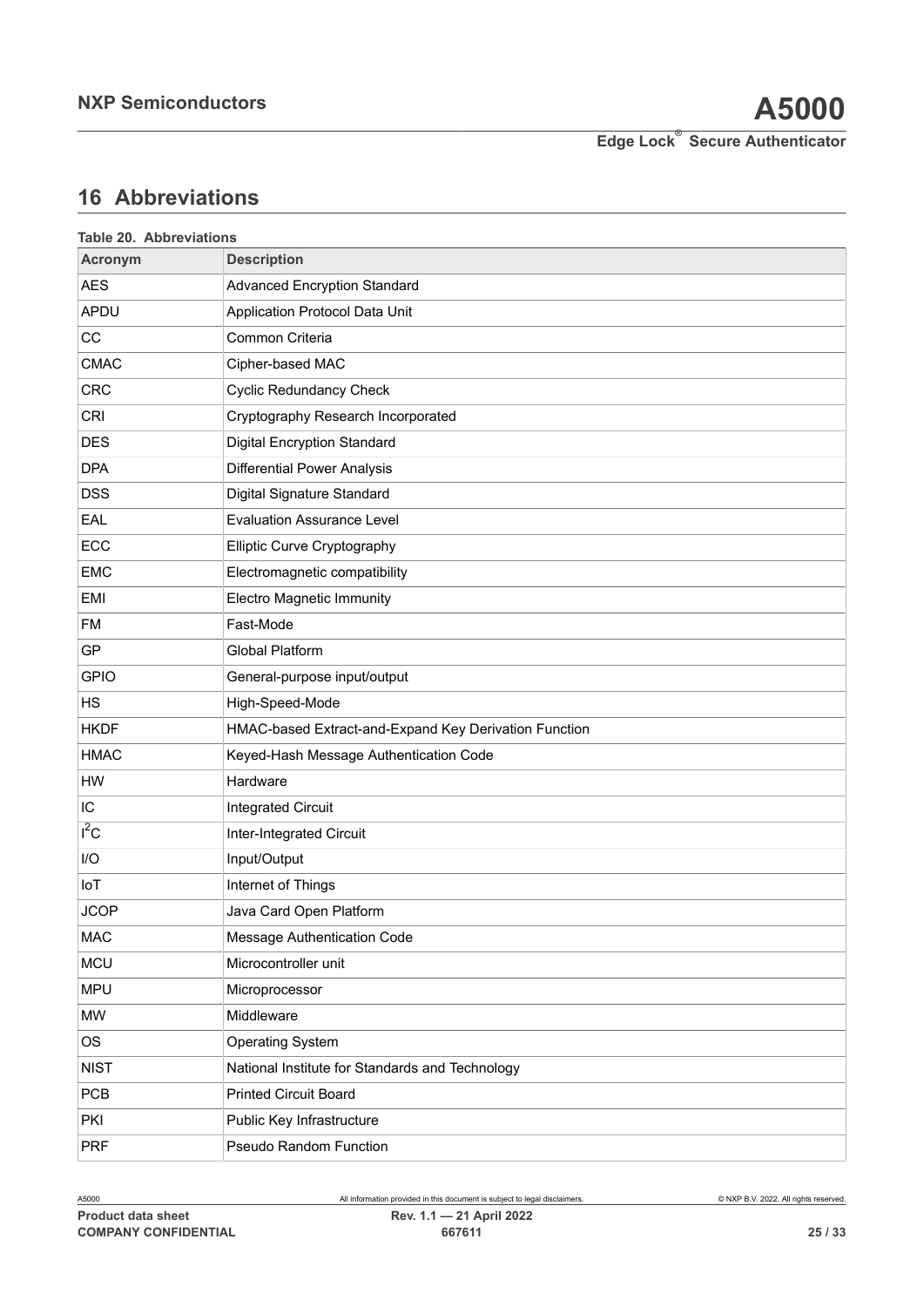## 16 Abbreviations

**Table 20. Abbreviations**

| Acronym | Description |
|---|---|
| AES | Advanced Encryption Standard |
| APDU | Application Protocol Data Unit |
| CC | Common Criteria |
| CMAC | Cipher-based MAC |
| CRC | Cyclic Redundancy Check |
| CRI | Cryptography Research Incorporated |
| DES | Digital Encryption Standard |
| DPA | Differential Power Analysis |
| DSS | Digital Signature Standard |
| EAL | Evaluation Assurance Level |
| ECC | Elliptic Curve Cryptography |
| EMC | Electromagnetic compatibility |
| EMI | Electro Magnetic Immunity |
| FM | Fast-Mode |
| GP | Global Platform |
| GPIO | General-purpose input/output |
| HS | High-Speed-Mode |
| HKDF | HMAC-based Extract-and-Expand Key Derivation Function |
| HMAC | Keyed-Hash Message Authentication Code |
| HW | Hardware |
| IC | Integrated Circuit |
| $I^2C$ | Inter-Integrated Circuit |
| I/O | Input/Output |
| IoT | Internet of Things |
| JCOP | Java Card Open Platform |
| MAC | Message Authentication Code |
| MCU | Microcontroller unit |
| MPU | Microprocessor |
| MW | Middleware |
| OS | Operating System |
| NIST | National Institute for Standards and Technology |
| PCB | Printed Circuit Board |
| PKI | Public Key Infrastructure |
| PRF | Pseudo Random Function |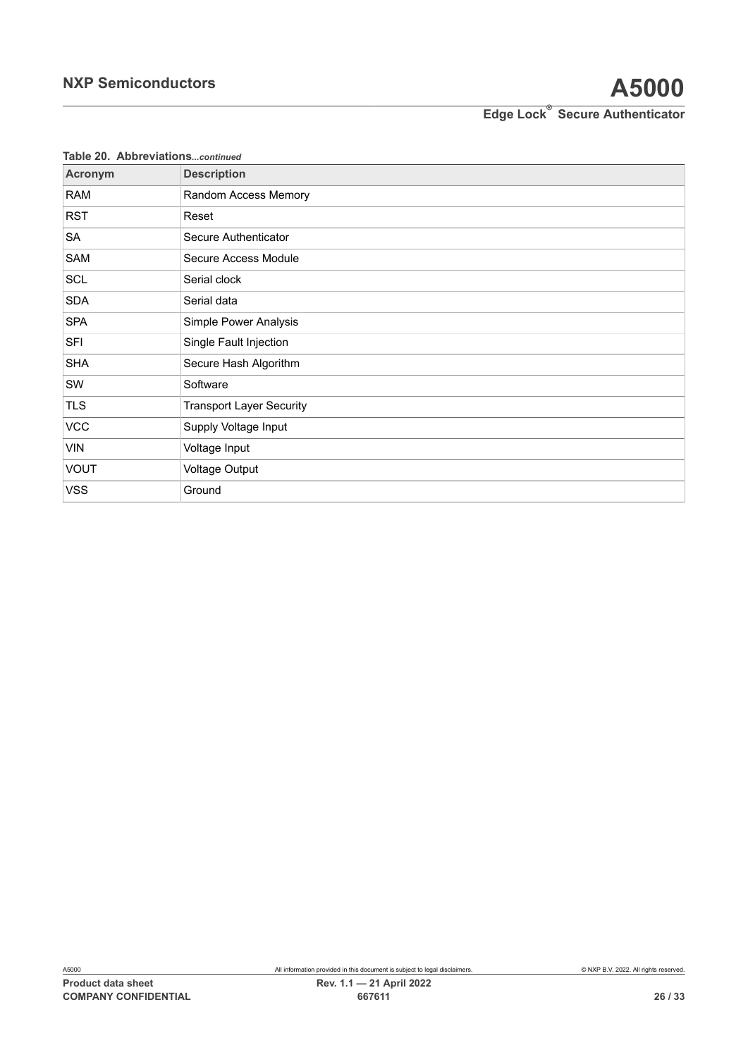**Table 20. Abbreviations***...continued*

| Acronym | Description |
| --- | --- |
| RAM | Random Access Memory |
| RST | Reset |
| SA | Secure Authenticator |
| SAM | Secure Access Module |
| SCL | Serial clock |
| SDA | Serial data |
| SPA | Simple Power Analysis |
| SFI | Single Fault Injection |
| SHA | Secure Hash Algorithm |
| SW | Software |
| TLS | Transport Layer Security |
| VCC | Supply Voltage Input |
| VIN | Voltage Input |
| VOUT | Voltage Output |
| VSS | Ground |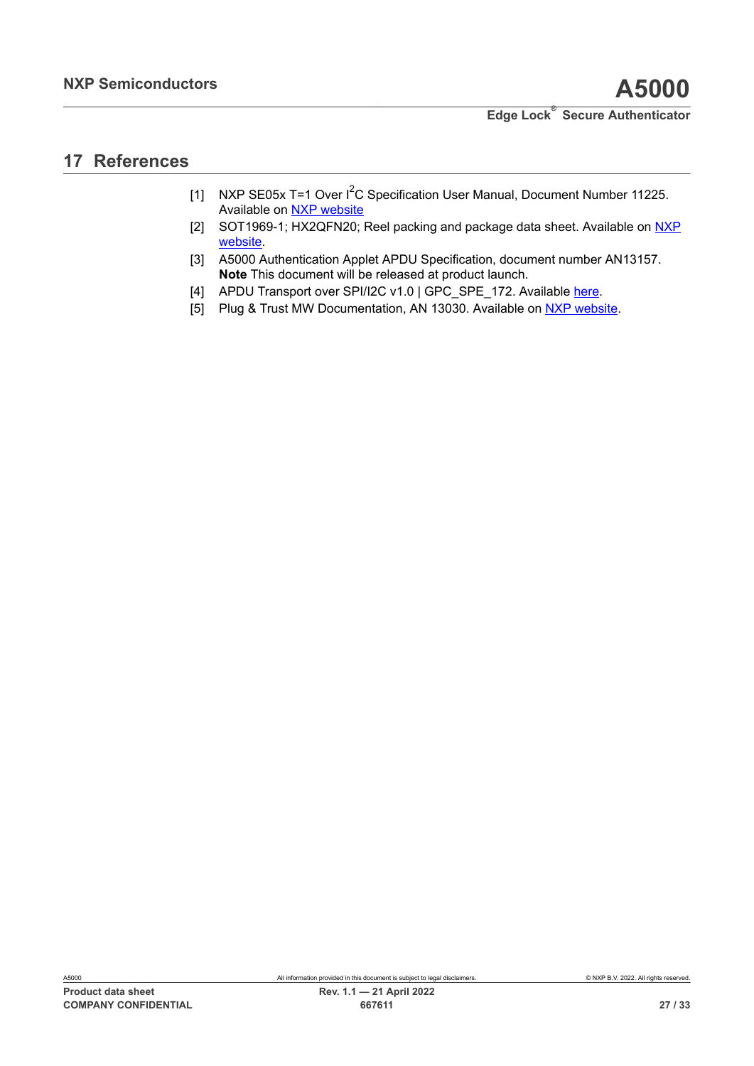# 17 References

[1] NXP SE05x T=1 Over I$^2$C Specification User Manual, Document Number 11225. Available on NXP website

[2] SOT1969-1; HX2QFN20; Reel packing and package data sheet. Available on NXP website.

[3] A5000 Authentication Applet APDU Specification, document number AN13157. **Note** This document will be released at product launch.

[4] APDU Transport over SPI/I2C v1.0 | GPC_SPE_172. Available here.

[5] Plug & Trust MW Documentation, AN 13030. Available on NXP website.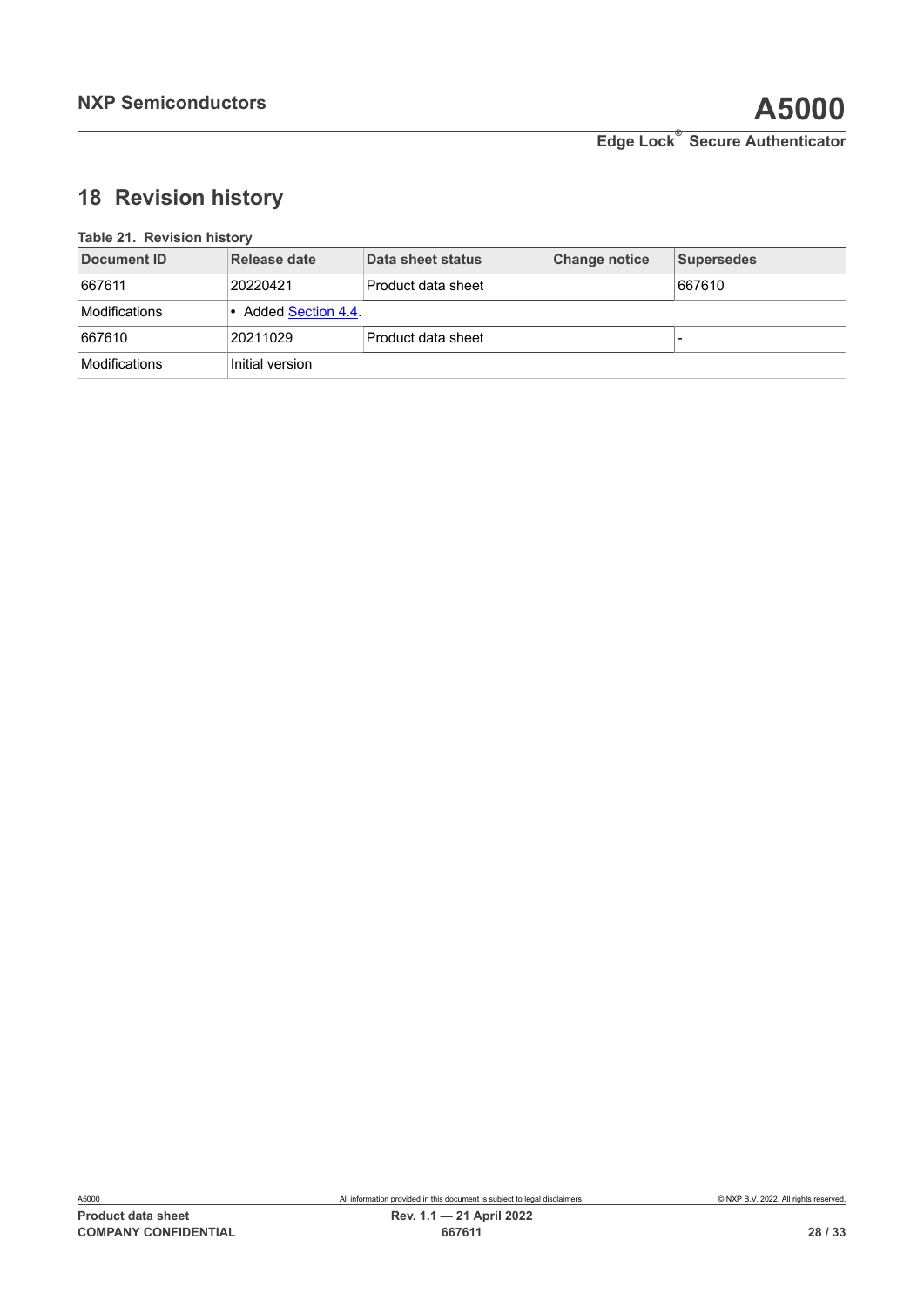# 18 Revision history

**Table 21. Revision history**

| Document ID | Release date | Data sheet status | Change notice | Supersedes |
|---|---|---|---|---|
| 667611 | 20220421 | Product data sheet | | 667610 |
| Modifications | • Added Section 4.4. | | | |
| 667610 | 20211029 | Product data sheet | | - |
| Modifications | Initial version | | | |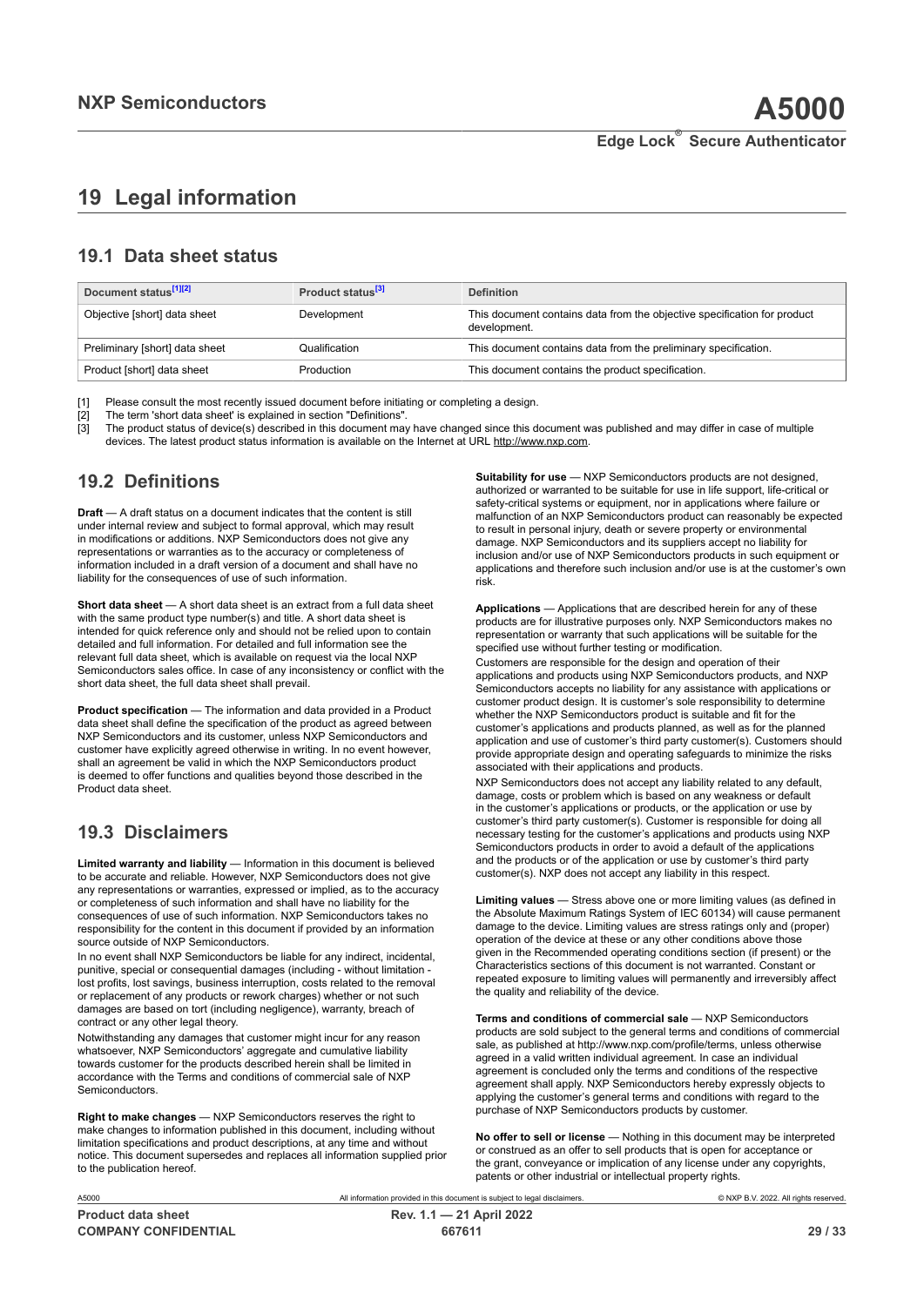# 19 Legal information

## 19.1 Data sheet status

| Document status[1][2] | Product status[3] | Definition |
|---|---|---|
| Objective [short] data sheet | Development | This document contains data from the objective specification for product development. |
| Preliminary [short] data sheet | Qualification | This document contains data from the preliminary specification. |
| Product [short] data sheet | Production | This document contains the product specification. |

[1] Please consult the most recently issued document before initiating or completing a design.
[2] The term 'short data sheet' is explained in section "Definitions".
[3] The product status of device(s) described in this document may have changed since this document was published and may differ in case of multiple devices. The latest product status information is available on the Internet at URL http://www.nxp.com.

## 19.2 Definitions

**Draft** — A draft status on a document indicates that the content is still under internal review and subject to formal approval, which may result in modifications or additions. NXP Semiconductors does not give any representations or warranties as to the accuracy or completeness of information included in a draft version of a document and shall have no liability for the consequences of use of such information.

**Short data sheet** — A short data sheet is an extract from a full data sheet with the same product type number(s) and title. A short data sheet is intended for quick reference only and should not be relied upon to contain detailed and full information. For detailed and full information see the relevant full data sheet, which is available on request via the local NXP Semiconductors sales office. In case of any inconsistency or conflict with the short data sheet, the full data sheet shall prevail.

**Product specification** — The information and data provided in a Product data sheet shall define the specification of the product as agreed between NXP Semiconductors and its customer, unless NXP Semiconductors and customer have explicitly agreed otherwise in writing. In no event however, shall an agreement be valid in which the NXP Semiconductors product is deemed to offer functions and qualities beyond those described in the Product data sheet.

## 19.3 Disclaimers

**Limited warranty and liability** — Information in this document is believed to be accurate and reliable. However, NXP Semiconductors does not give any representations or warranties, expressed or implied, as to the accuracy or completeness of such information and shall have no liability for the consequences of use of such information. NXP Semiconductors takes no responsibility for the content in this document if provided by an information source outside of NXP Semiconductors.

In no event shall NXP Semiconductors be liable for any indirect, incidental, punitive, special or consequential damages (including - without limitation - lost profits, lost savings, business interruption, costs related to the removal or replacement of any products or rework charges) whether or not such damages are based on tort (including negligence), warranty, breach of contract or any other legal theory.

Notwithstanding any damages that customer might incur for any reason whatsoever, NXP Semiconductors' aggregate and cumulative liability towards customer for the products described herein shall be limited in accordance with the Terms and conditions of commercial sale of NXP Semiconductors.

**Right to make changes** — NXP Semiconductors reserves the right to make changes to information published in this document, including without limitation specifications and product descriptions, at any time and without notice. This document supersedes and replaces all information supplied prior to the publication hereof.

**Suitability for use** — NXP Semiconductors products are not designed, authorized or warranted to be suitable for use in life support, life-critical or safety-critical systems or equipment, nor in applications where failure or malfunction of an NXP Semiconductors product can reasonably be expected to result in personal injury, death or severe property or environmental damage. NXP Semiconductors and its suppliers accept no liability for inclusion and/or use of NXP Semiconductors products in such equipment or applications and therefore such inclusion and/or use is at the customer's own risk.

**Applications** — Applications that are described herein for any of these products are for illustrative purposes only. NXP Semiconductors makes no representation or warranty that such applications will be suitable for the specified use without further testing or modification.

Customers are responsible for the design and operation of their applications and products using NXP Semiconductors products, and NXP Semiconductors accepts no liability for any assistance with applications or customer product design. It is customer's sole responsibility to determine whether the NXP Semiconductors product is suitable and fit for the customer's applications and products planned, as well as for the planned application and use of customer's third party customer(s). Customers should provide appropriate design and operating safeguards to minimize the risks associated with their applications and products.

NXP Semiconductors does not accept any liability related to any default, damage, costs or problem which is based on any weakness or default in the customer's applications or products, or the application or use by customer's third party customer(s). Customer is responsible for doing all necessary testing for the customer's applications and products using NXP Semiconductors products in order to avoid a default of the applications and the products or of the application or use by customer's third party customer(s). NXP does not accept any liability in this respect.

**Limiting values** — Stress above one or more limiting values (as defined in the Absolute Maximum Ratings System of IEC 60134) will cause permanent damage to the device. Limiting values are stress ratings only and (proper) operation of the device at these or any other conditions above those given in the Recommended operating conditions section (if present) or the Characteristics sections of this document is not warranted. Constant or repeated exposure to limiting values will permanently and irreversibly affect the quality and reliability of the device.

**Terms and conditions of commercial sale** — NXP Semiconductors products are sold subject to the general terms and conditions of commercial sale, as published at http://www.nxp.com/profile/terms, unless otherwise agreed in a valid written individual agreement. In case an individual agreement is concluded only the terms and conditions of the respective agreement shall apply. NXP Semiconductors hereby expressly objects to applying the customer's general terms and conditions with regard to the purchase of NXP Semiconductors products by customer.

**No offer to sell or license** — Nothing in this document may be interpreted or construed as an offer to sell products that is open for acceptance or the grant, conveyance or implication of any license under any copyrights, patents or other industrial or intellectual property rights.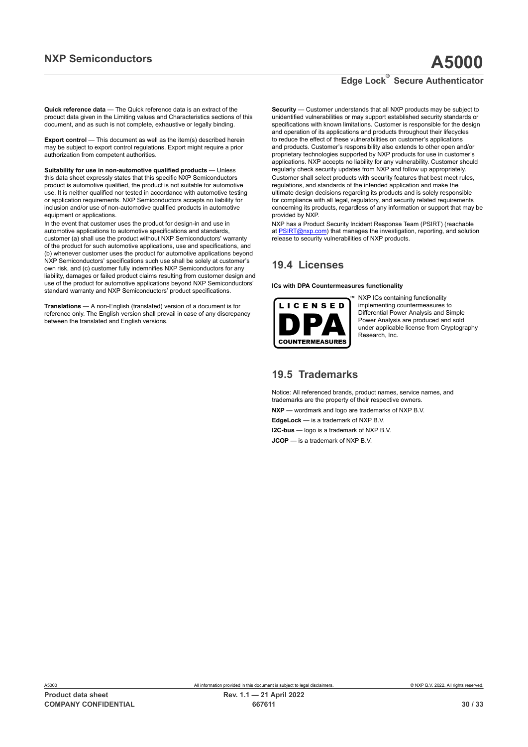**Quick reference data** — The Quick reference data is an extract of the product data given in the Limiting values and Characteristics sections of this document, and as such is not complete, exhaustive or legally binding.

**Export control** — This document as well as the item(s) described herein may be subject to export control regulations. Export might require a prior authorization from competent authorities.

**Suitability for use in non-automotive qualified products** — Unless this data sheet expressly states that this specific NXP Semiconductors product is automotive qualified, the product is not suitable for automotive use. It is neither qualified nor tested in accordance with automotive testing or application requirements. NXP Semiconductors accepts no liability for inclusion and/or use of non-automotive qualified products in automotive equipment or applications.

In the event that customer uses the product for design-in and use in automotive applications to automotive specifications and standards, customer (a) shall use the product without NXP Semiconductors' warranty of the product for such automotive applications, use and specifications, and (b) whenever customer uses the product for automotive applications beyond NXP Semiconductors' specifications such use shall be solely at customer's own risk, and (c) customer fully indemnifies NXP Semiconductors for any liability, damages or failed product claims resulting from customer design and use of the product for automotive applications beyond NXP Semiconductors' standard warranty and NXP Semiconductors' product specifications.

**Translations** — A non-English (translated) version of a document is for reference only. The English version shall prevail in case of any discrepancy between the translated and English versions.

**Security** — Customer understands that all NXP products may be subject to unidentified vulnerabilities or may support established security standards or specifications with known limitations. Customer is responsible for the design and operation of its applications and products throughout their lifecycles to reduce the effect of these vulnerabilities on customer's applications and products. Customer's responsibility also extends to other open and/or proprietary technologies supported by NXP products for use in customer's applications. NXP accepts no liability for any vulnerability. Customer should regularly check security updates from NXP and follow up appropriately.

Customer shall select products with security features that best meet rules, regulations, and standards of the intended application and make the ultimate design decisions regarding its products and is solely responsible for compliance with all legal, regulatory, and security related requirements concerning its products, regardless of any information or support that may be provided by NXP.

NXP has a Product Security Incident Response Team (PSIRT) (reachable at PSIRT@nxp.com) that manages the investigation, reporting, and solution release to security vulnerabilities of NXP products.

## 19.4 Licenses

**ICs with DPA Countermeasures functionality**

LICENSED DPA COUNTERMEASURES ™

NXP ICs containing functionality implementing countermeasures to Differential Power Analysis and Simple Power Analysis are produced and sold under applicable license from Cryptography Research, Inc.

## 19.5 Trademarks

Notice: All referenced brands, product names, service names, and trademarks are the property of their respective owners.

**NXP** — wordmark and logo are trademarks of NXP B.V.

**EdgeLock** — is a trademark of NXP B.V.

**I2C-bus** — logo is a trademark of NXP B.V.

**JCOP** — is a trademark of NXP B.V.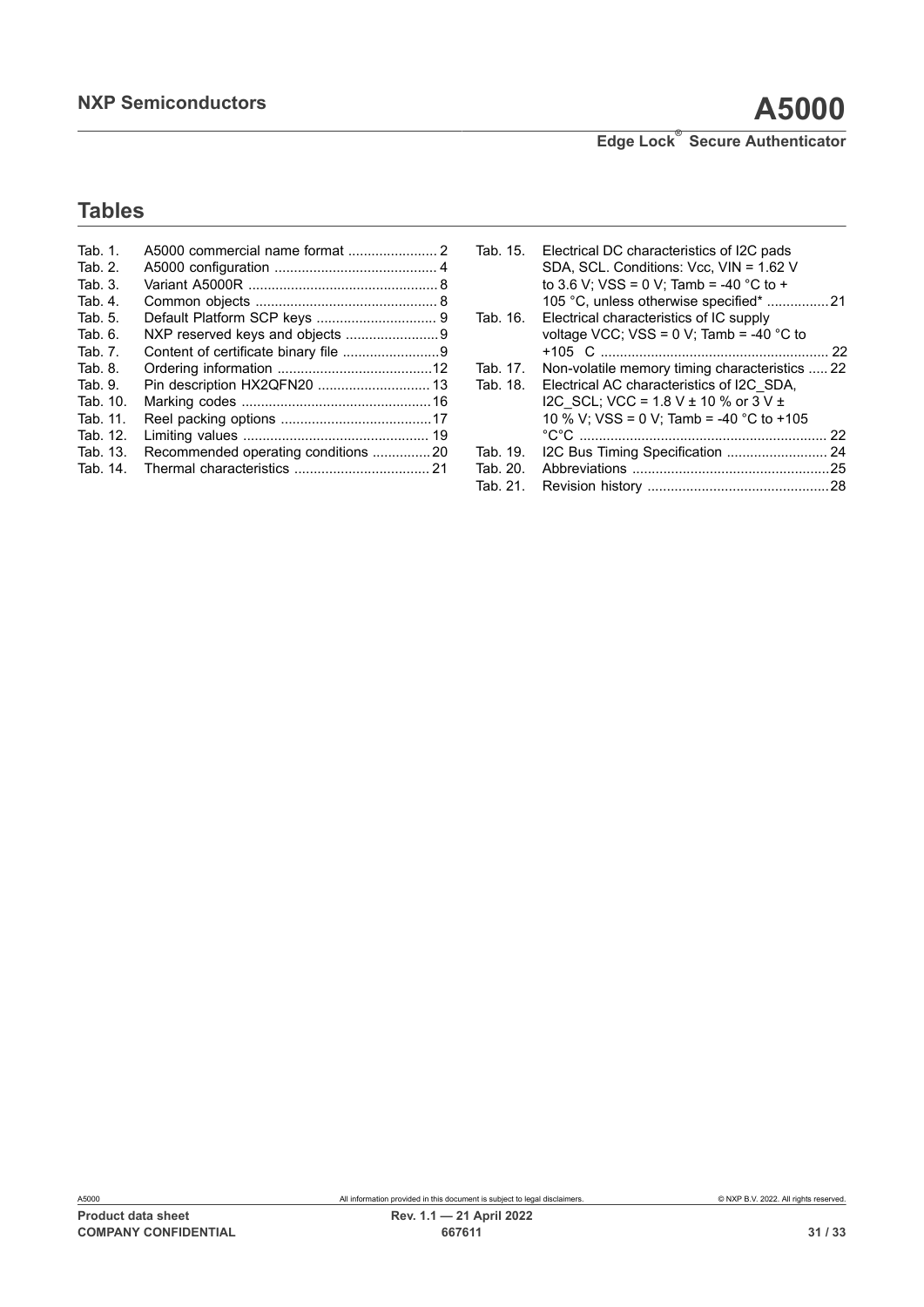## Tables

Tab. 1. A5000 commercial name format ....................... 2
Tab. 2. A5000 configuration ......................................... 4
Tab. 3. Variant A5000R ................................................ 8
Tab. 4. Common objects ............................................... 8
Tab. 5. Default Platform SCP keys ............................... 9
Tab. 6. NXP reserved keys and objects ........................9
Tab. 7. Content of certificate binary file .........................9
Tab. 8. Ordering information ........................................12
Tab. 9. Pin description HX2QFN20 ............................. 13
Tab. 10. Marking codes ................................................16
Tab. 11. Reel packing options .......................................17
Tab. 12. Limiting values ................................................ 19
Tab. 13. Recommended operating conditions ...............20
Tab. 14. Thermal characteristics ................................... 21
Tab. 15. Electrical DC characteristics of I2C pads SDA, SCL. Conditions: Vcc, VIN = 1.62 V to 3.6 V; VSS = 0 V; Tamb = -40 °C to + 105 °C, unless otherwise specified* ................21
Tab. 16. Electrical characteristics of IC supply voltage VCC; VSS = 0 V; Tamb = -40 °C to +105 C ........................................................... 22
Tab. 17. Non-volatile memory timing characteristics ..... 22
Tab. 18. Electrical AC characteristics of I2C_SDA, I2C_SCL; VCC = 1.8 V ± 10 % or 3 V ± 10 % V; VSS = 0 V; Tamb = -40 °C to +105 °C°C ............................................................... 22
Tab. 19. I2C Bus Timing Specification .......................... 24
Tab. 20. Abbreviations ...................................................25
Tab. 21. Revision history ...............................................28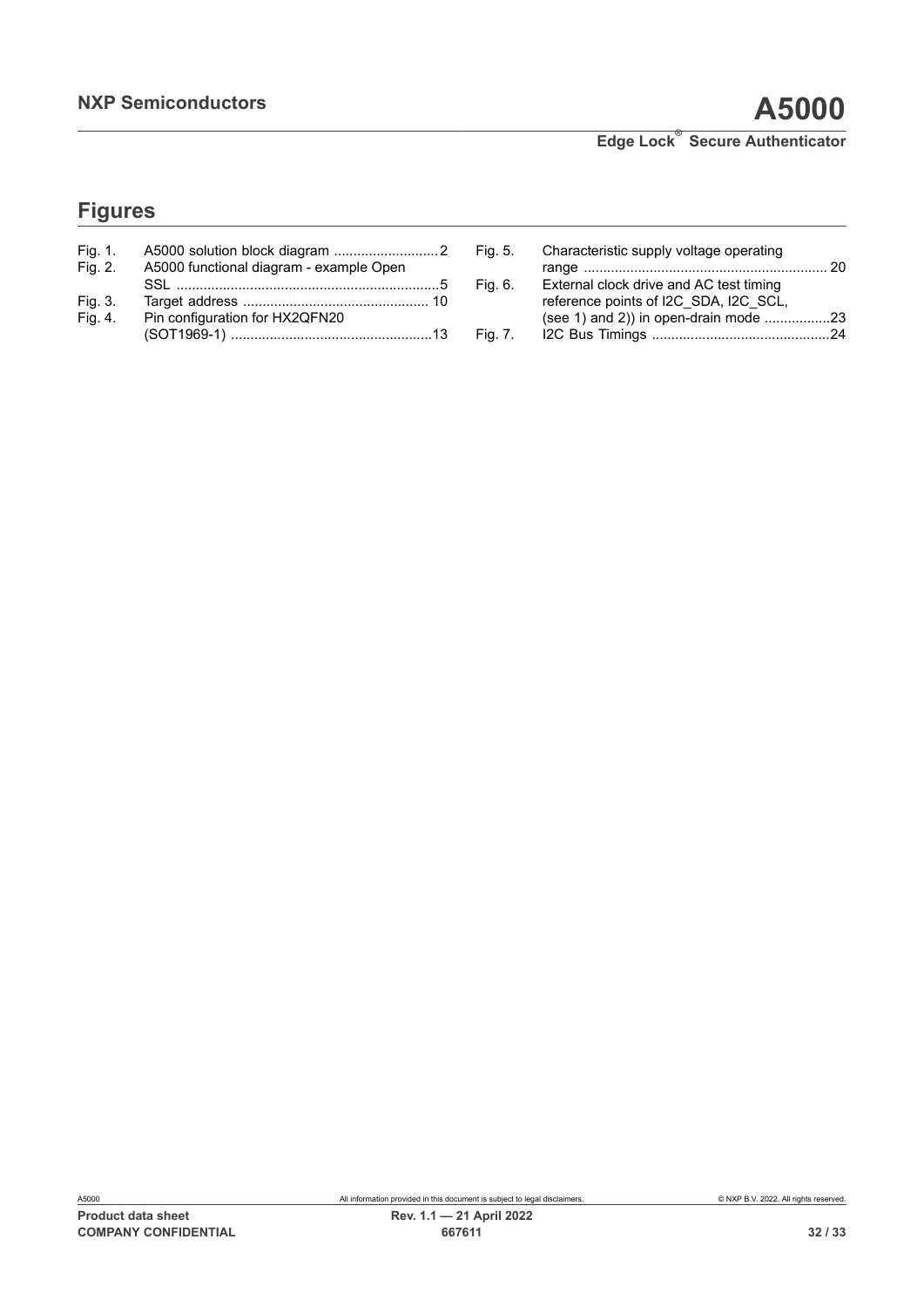## Figures

- Fig. 1. A5000 solution block diagram ...........................2
- Fig. 2. A5000 functional diagram - example Open SSL ....................................................................5
- Fig. 3. Target address ................................................ 10
- Fig. 4. Pin configuration for HX2QFN20 (SOT1969-1) ...................................................13
- Fig. 5. Characteristic supply voltage operating range .............................................................. 20
- Fig. 6. External clock drive and AC test timing reference points of I2C_SDA, I2C_SCL, (see 1) and 2)) in open-drain mode .................23
- Fig. 7. I2C Bus Timings ..............................................24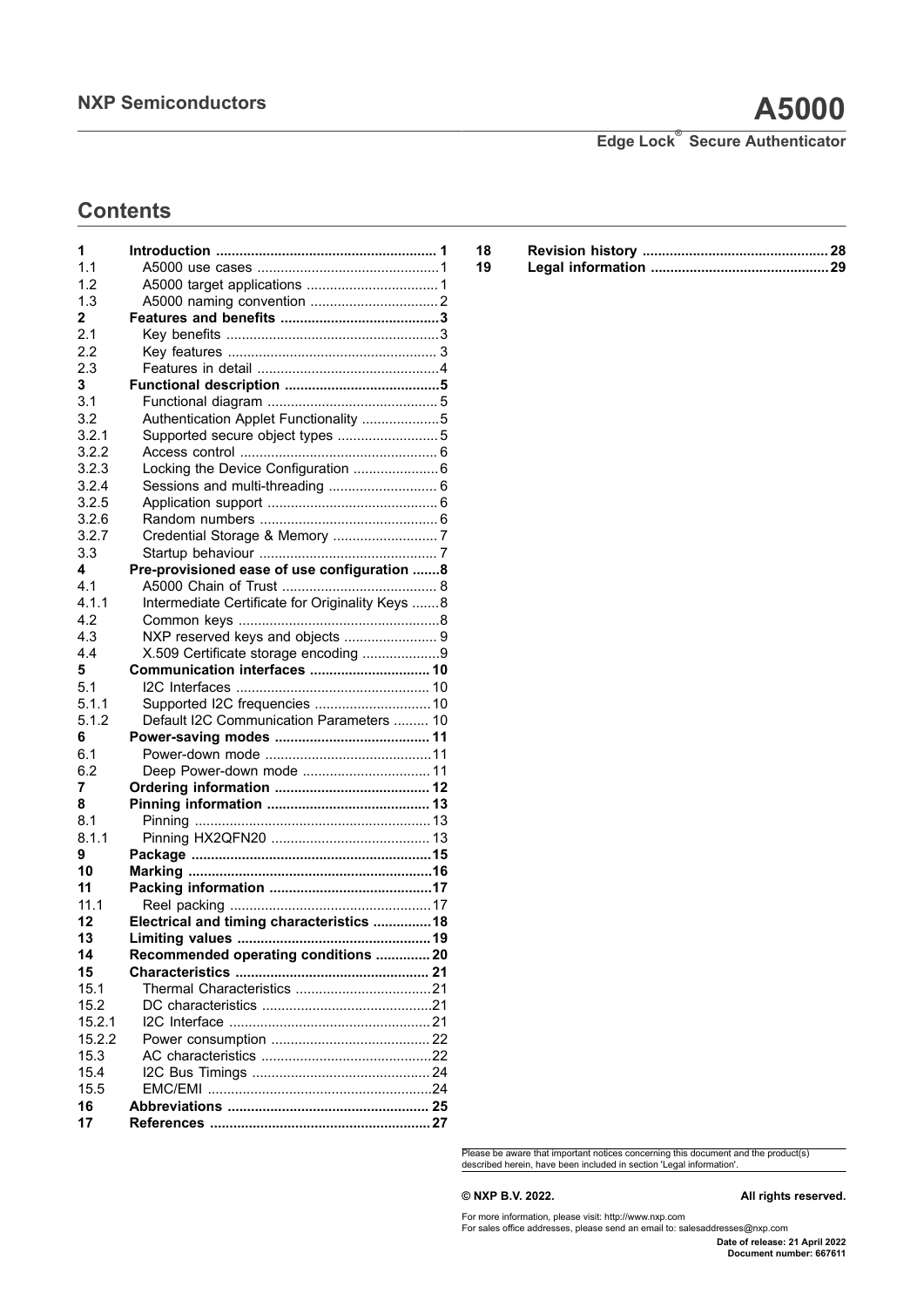## Contents

| | | |
|---|---|---|
| **1** | **Introduction** | **1** |
| 1.1 | A5000 use cases | 1 |
| 1.2 | A5000 target applications | 1 |
| 1.3 | A5000 naming convention | 2 |
| **2** | **Features and benefits** | **3** |
| 2.1 | Key benefits | 3 |
| 2.2 | Key features | 3 |
| 2.3 | Features in detail | 4 |
| **3** | **Functional description** | **5** |
| 3.1 | Functional diagram | 5 |
| 3.2 | Authentication Applet Functionality | 5 |
| 3.2.1 | Supported secure object types | 5 |
| 3.2.2 | Access control | 6 |
| 3.2.3 | Locking the Device Configuration | 6 |
| 3.2.4 | Sessions and multi-threading | 6 |
| 3.2.5 | Application support | 6 |
| 3.2.6 | Random numbers | 6 |
| 3.2.7 | Credential Storage & Memory | 7 |
| 3.3 | Startup behaviour | 7 |
| **4** | **Pre-provisioned ease of use configuration** | **8** |
| 4.1 | A5000 Chain of Trust | 8 |
| 4.1.1 | Intermediate Certificate for Originality Keys | 8 |
| 4.2 | Common keys | 8 |
| 4.3 | NXP reserved keys and objects | 9 |
| 4.4 | X.509 Certificate storage encoding | 9 |
| **5** | **Communication interfaces** | **10** |
| 5.1 | I2C Interfaces | 10 |
| 5.1.1 | Supported I2C frequencies | 10 |
| 5.1.2 | Default I2C Communication Parameters | 10 |
| **6** | **Power-saving modes** | **11** |
| 6.1 | Power-down mode | 11 |
| 6.2 | Deep Power-down mode | 11 |
| **7** | **Ordering information** | **12** |
| **8** | **Pinning information** | **13** |
| 8.1 | Pinning | 13 |
| 8.1.1 | Pinning HX2QFN20 | 13 |
| **9** | **Package** | **15** |
| **10** | **Marking** | **16** |
| **11** | **Packing information** | **17** |
| 11.1 | Reel packing | 17 |
| **12** | **Electrical and timing characteristics** | **18** |
| **13** | **Limiting values** | **19** |
| **14** | **Recommended operating conditions** | **20** |
| **15** | **Characteristics** | **21** |
| 15.1 | Thermal Characteristics | 21 |
| 15.2 | DC characteristics | 21 |
| 15.2.1 | I2C Interface | 21 |
| 15.2.2 | Power consumption | 22 |
| 15.3 | AC characteristics | 22 |
| 15.4 | I2C Bus Timings | 24 |
| 15.5 | EMC/EMI | 24 |
| **16** | **Abbreviations** | **25** |
| **17** | **References** | **27** |
| **18** | **Revision history** | **28** |
| **19** | **Legal information** | **29** |

Please be aware that important notices concerning this document and the product(s) described herein, have been included in section 'Legal information'.

**© NXP B.V. 2022. All rights reserved.**

For more information, please visit: http://www.nxp.com
For sales office addresses, please send an email to: salesaddresses@nxp.com

**Date of release: 21 April 2022**
**Document number: 667611**